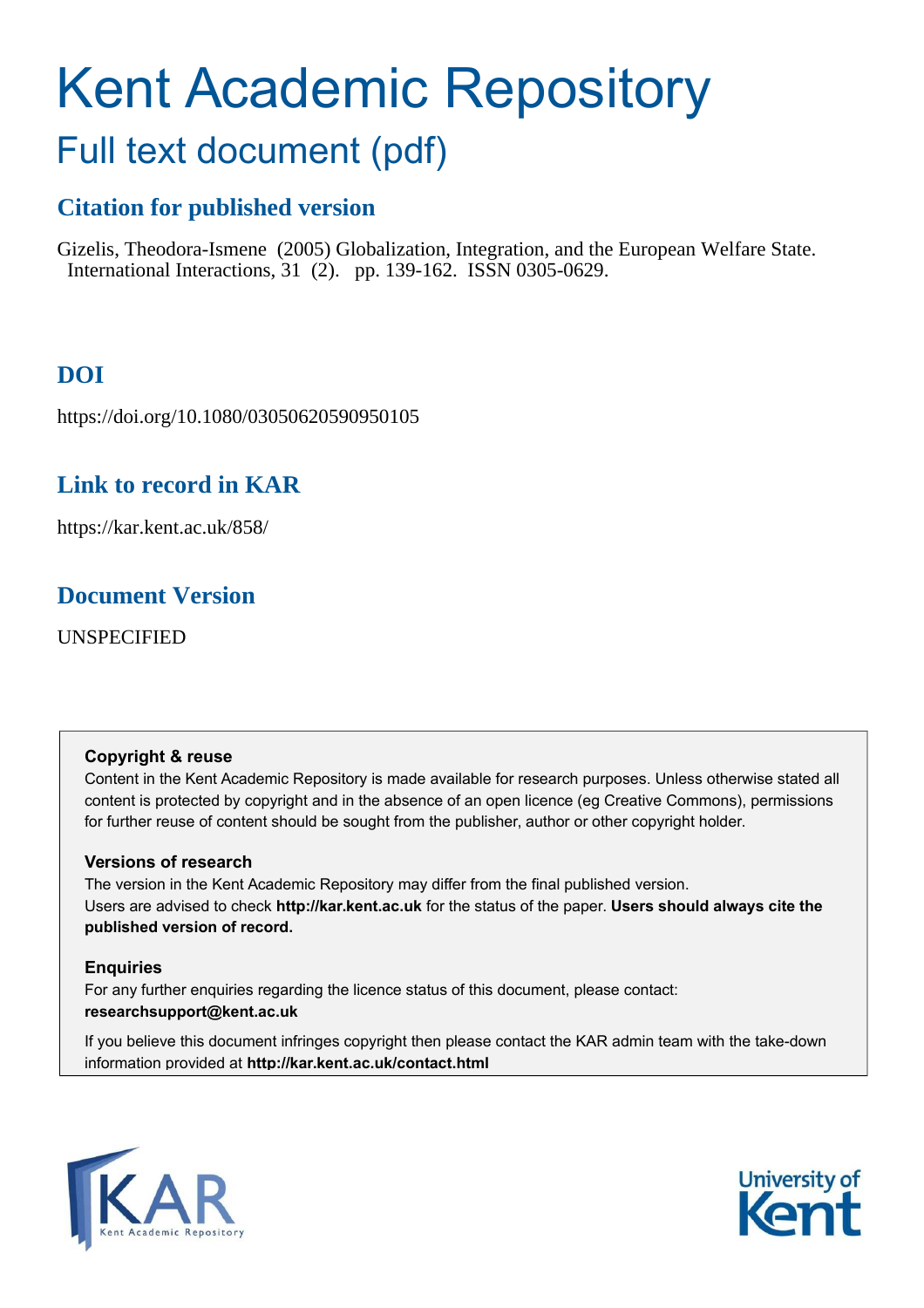# Kent Academic Repository

## Full text document (pdf)

### Citation for published version

Gizelis, Theodora-Ismene (2005) Globalization, Integration, and the European Welfare State. International Interactions, 31 (2). pp. 139-162. ISSN 0305-0629.

### DOI

https://doi.org/10.1080/03050620590950105

### Link to record in KAR

https://kar.kent.ac.uk/858/

### Document Version

UNSPECIFIED

**Copyright & reuse**

Content in the Kent Academic Repository is made available for research purposes. Unless otherwise stated all content is protected by copyright and in the absence of an open licence (eg Creative Commons), permissions for further reuse of content should be sought from the publisher, author or other copyright holder.

**Versions of research**

The version in the Kent Academic Repository may differ from the final published version. Users are advised to check **http://kar.kent.ac.uk** for the status of the paper. **Users should always cite the published version of record.**

**Enquiries**

For any further enquiries regarding the licence status of this document, please contact: **researchsupport@kent.ac.uk**

If you believe this document infringes copyright then please contact the KAR admin team with the take-down information provided at **http://kar.kent.ac.uk/contact.html**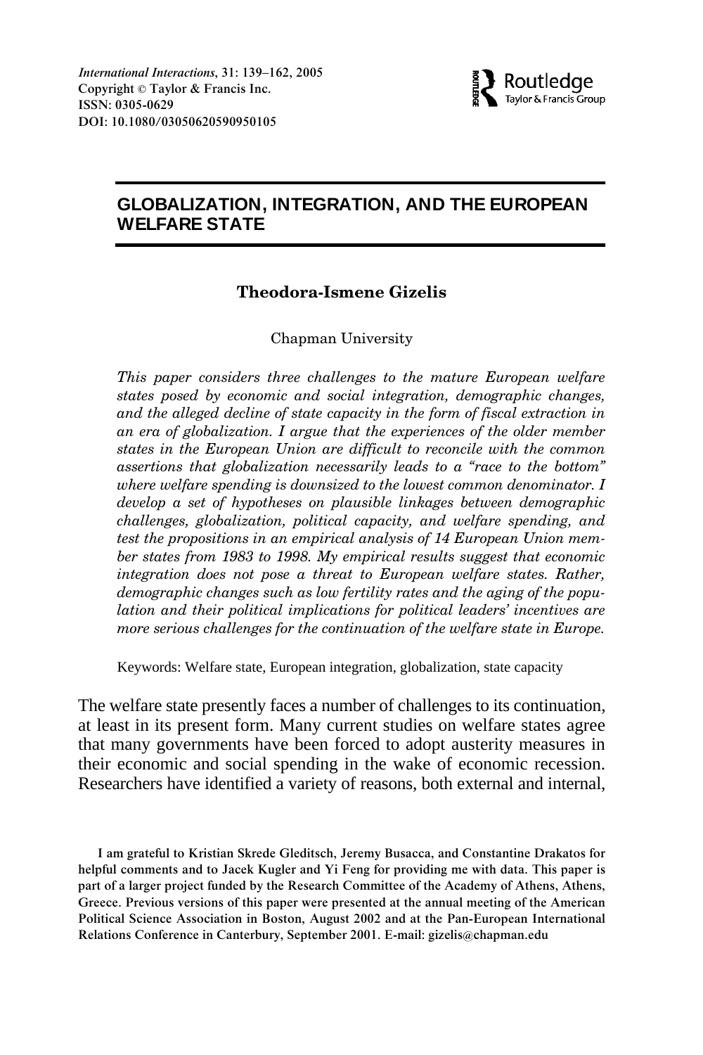# GLOBALIZATION, INTEGRATION, AND THE EUROPEAN WELFARE STATE

**Theodora-Ismene Gizelis**

Chapman University

*This paper considers three challenges to the mature European welfare states posed by economic and social integration, demographic changes, and the alleged decline of state capacity in the form of fiscal extraction in an era of globalization. I argue that the experiences of the older member states in the European Union are difficult to reconcile with the common assertions that globalization necessarily leads to a "race to the bottom" where welfare spending is downsized to the lowest common denominator. I develop a set of hypotheses on plausible linkages between demographic challenges, globalization, political capacity, and welfare spending, and test the propositions in an empirical analysis of 14 European Union member states from 1983 to 1998. My empirical results suggest that economic integration does not pose a threat to European welfare states. Rather, demographic changes such as low fertility rates and the aging of the population and their political implications for political leaders' incentives are more serious challenges for the continuation of the welfare state in Europe.*

Keywords: Welfare state, European integration, globalization, state capacity

The welfare state presently faces a number of challenges to its continuation, at least in its present form. Many current studies on welfare states agree that many governments have been forced to adopt austerity measures in their economic and social spending in the wake of economic recession. Researchers have identified a variety of reasons, both external and internal,

I am grateful to Kristian Skrede Gleditsch, Jeremy Busacca, and Constantine Drakatos for helpful comments and to Jacek Kugler and Yi Feng for providing me with data. This paper is part of a larger project funded by the Research Committee of the Academy of Athens, Athens, Greece. Previous versions of this paper were presented at the annual meeting of the American Political Science Association in Boston, August 2002 and at the Pan-European International Relations Conference in Canterbury, September 2001. E-mail: gizelis@chapman.edu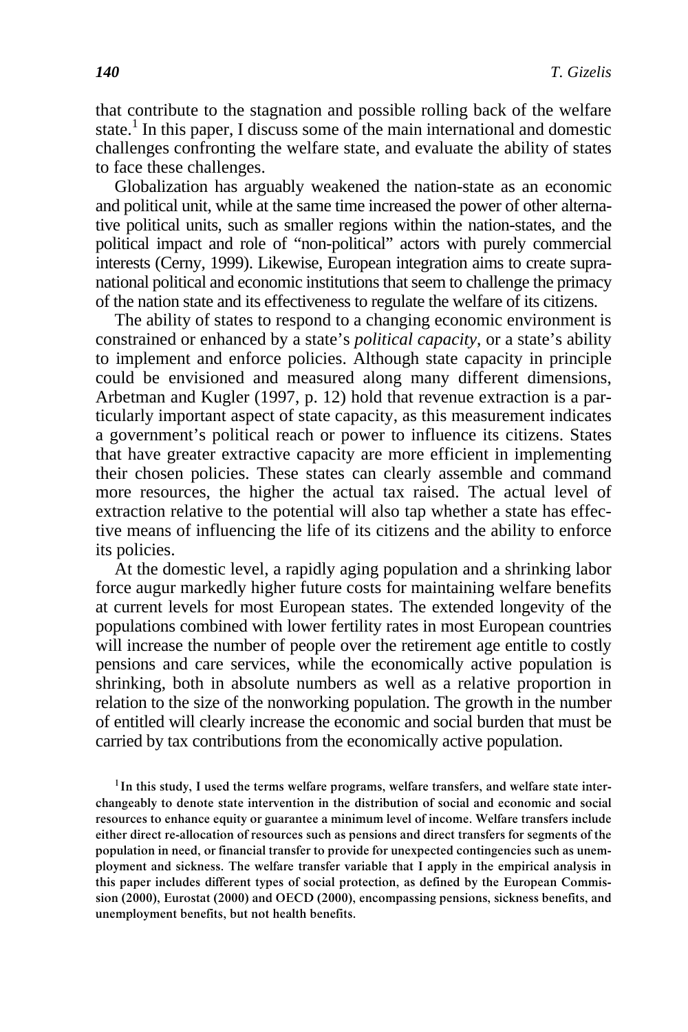that contribute to the stagnation and possible rolling back of the welfare state.[1] In this paper, I discuss some of the main international and domestic challenges confronting the welfare state, and evaluate the ability of states to face these challenges.

Globalization has arguably weakened the nation-state as an economic and political unit, while at the same time increased the power of other alternative political units, such as smaller regions within the nation-states, and the political impact and role of "non-political" actors with purely commercial interests (Cerny, 1999). Likewise, European integration aims to create supranational political and economic institutions that seem to challenge the primacy of the nation state and its effectiveness to regulate the welfare of its citizens.

The ability of states to respond to a changing economic environment is constrained or enhanced by a state's *political capacity*, or a state's ability to implement and enforce policies. Although state capacity in principle could be envisioned and measured along many different dimensions, Arbetman and Kugler (1997, p. 12) hold that revenue extraction is a particularly important aspect of state capacity, as this measurement indicates a government's political reach or power to influence its citizens. States that have greater extractive capacity are more efficient in implementing their chosen policies. These states can clearly assemble and command more resources, the higher the actual tax raised. The actual level of extraction relative to the potential will also tap whether a state has effective means of influencing the life of its citizens and the ability to enforce its policies.

At the domestic level, a rapidly aging population and a shrinking labor force augur markedly higher future costs for maintaining welfare benefits at current levels for most European states. The extended longevity of the populations combined with lower fertility rates in most European countries will increase the number of people over the retirement age entitle to costly pensions and care services, while the economically active population is shrinking, both in absolute numbers as well as a relative proportion in relation to the size of the nonworking population. The growth in the number of entitled will clearly increase the economic and social burden that must be carried by tax contributions from the economically active population.

[1] In this study, I used the terms welfare programs, welfare transfers, and welfare state interchangeably to denote state intervention in the distribution of social and economic and social resources to enhance equity or guarantee a minimum level of income. Welfare transfers include either direct re-allocation of resources such as pensions and direct transfers for segments of the population in need, or financial transfer to provide for unexpected contingencies such as unemployment and sickness. The welfare transfer variable that I apply in the empirical analysis in this paper includes different types of social protection, as defined by the European Commission (2000), Eurostat (2000) and OECD (2000), encompassing pensions, sickness benefits, and unemployment benefits, but not health benefits.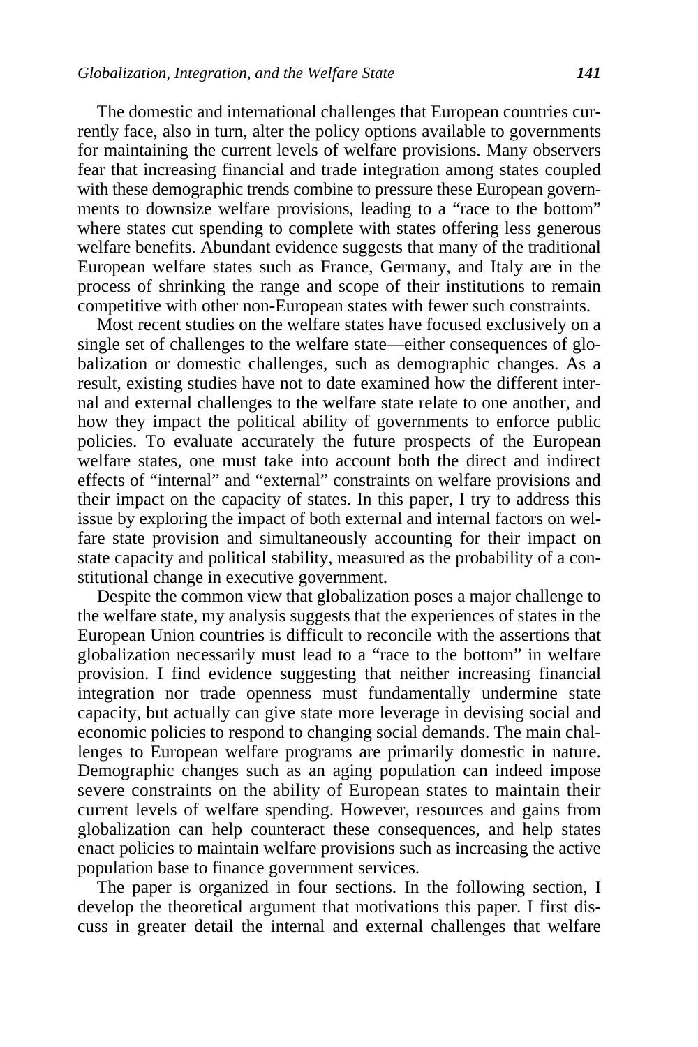The domestic and international challenges that European countries currently face, also in turn, alter the policy options available to governments for maintaining the current levels of welfare provisions. Many observers fear that increasing financial and trade integration among states coupled with these demographic trends combine to pressure these European governments to downsize welfare provisions, leading to a "race to the bottom" where states cut spending to complete with states offering less generous welfare benefits. Abundant evidence suggests that many of the traditional European welfare states such as France, Germany, and Italy are in the process of shrinking the range and scope of their institutions to remain competitive with other non-European states with fewer such constraints.

Most recent studies on the welfare states have focused exclusively on a single set of challenges to the welfare state—either consequences of globalization or domestic challenges, such as demographic changes. As a result, existing studies have not to date examined how the different internal and external challenges to the welfare state relate to one another, and how they impact the political ability of governments to enforce public policies. To evaluate accurately the future prospects of the European welfare states, one must take into account both the direct and indirect effects of "internal" and "external" constraints on welfare provisions and their impact on the capacity of states. In this paper, I try to address this issue by exploring the impact of both external and internal factors on welfare state provision and simultaneously accounting for their impact on state capacity and political stability, measured as the probability of a constitutional change in executive government.

Despite the common view that globalization poses a major challenge to the welfare state, my analysis suggests that the experiences of states in the European Union countries is difficult to reconcile with the assertions that globalization necessarily must lead to a "race to the bottom" in welfare provision. I find evidence suggesting that neither increasing financial integration nor trade openness must fundamentally undermine state capacity, but actually can give state more leverage in devising social and economic policies to respond to changing social demands. The main challenges to European welfare programs are primarily domestic in nature. Demographic changes such as an aging population can indeed impose severe constraints on the ability of European states to maintain their current levels of welfare spending. However, resources and gains from globalization can help counteract these consequences, and help states enact policies to maintain welfare provisions such as increasing the active population base to finance government services.

The paper is organized in four sections. In the following section, I develop the theoretical argument that motivations this paper. I first discuss in greater detail the internal and external challenges that welfare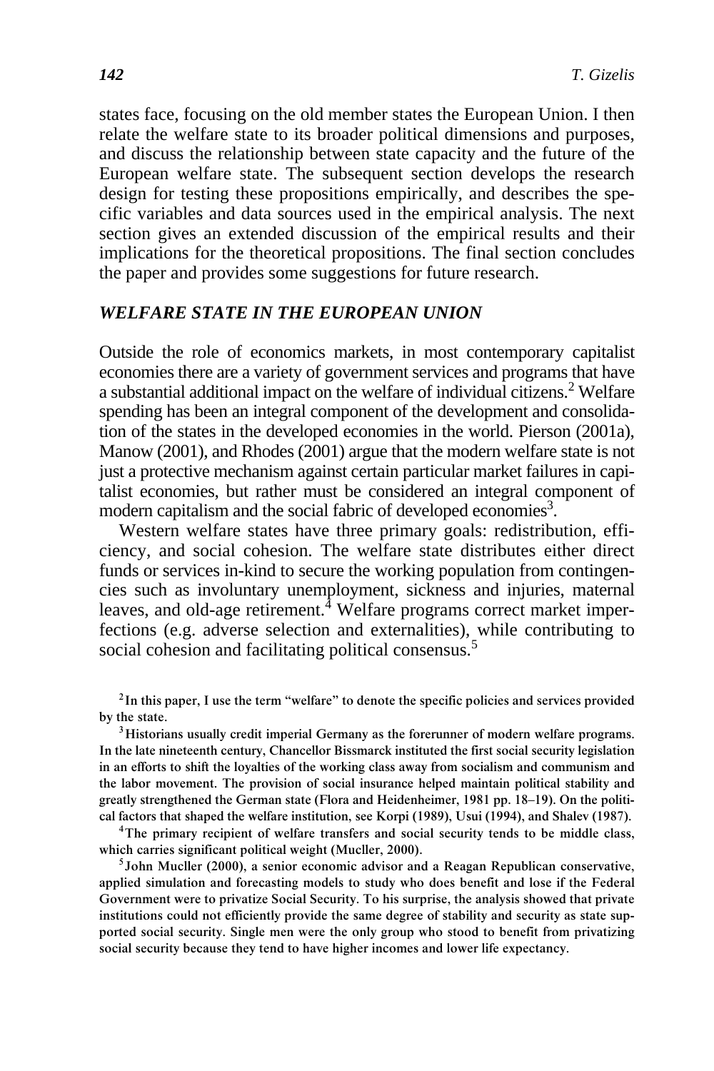states face, focusing on the old member states the European Union. I then relate the welfare state to its broader political dimensions and purposes, and discuss the relationship between state capacity and the future of the European welfare state. The subsequent section develops the research design for testing these propositions empirically, and describes the specific variables and data sources used in the empirical analysis. The next section gives an extended discussion of the empirical results and their implications for the theoretical propositions. The final section concludes the paper and provides some suggestions for future research.

## *WELFARE STATE IN THE EUROPEAN UNION*

Outside the role of economics markets, in most contemporary capitalist economies there are a variety of government services and programs that have a substantial additional impact on the welfare of individual citizens.[2] Welfare spending has been an integral component of the development and consolidation of the states in the developed economies in the world. Pierson (2001a), Manow (2001), and Rhodes (2001) argue that the modern welfare state is not just a protective mechanism against certain particular market failures in capitalist economies, but rather must be considered an integral component of modern capitalism and the social fabric of developed economies[3].

Western welfare states have three primary goals: redistribution, efficiency, and social cohesion. The welfare state distributes either direct funds or services in-kind to secure the working population from contingencies such as involuntary unemployment, sickness and injuries, maternal leaves, and old-age retirement.[4] Welfare programs correct market imperfections (e.g. adverse selection and externalities), while contributing to social cohesion and facilitating political consensus.[5]

[2] In this paper, I use the term "welfare" to denote the specific policies and services provided by the state.

[3] Historians usually credit imperial Germany as the forerunner of modern welfare programs. In the late nineteenth century, Chancellor Bissmarck instituted the first social security legislation in an efforts to shift the loyalties of the working class away from socialism and communism and the labor movement. The provision of social insurance helped maintain political stability and greatly strengthened the German state (Flora and Heidenheimer, 1981 pp. 18–19). On the political factors that shaped the welfare institution, see Korpi (1989), Usui (1994), and Shalev (1987).

[4] The primary recipient of welfare transfers and social security tends to be middle class, which carries significant political weight (Mucller, 2000).

[5] John Mucller (2000), a senior economic advisor and a Reagan Republican conservative, applied simulation and forecasting models to study who does benefit and lose if the Federal Government were to privatize Social Security. To his surprise, the analysis showed that private institutions could not efficiently provide the same degree of stability and security as state supported social security. Single men were the only group who stood to benefit from privatizing social security because they tend to have higher incomes and lower life expectancy.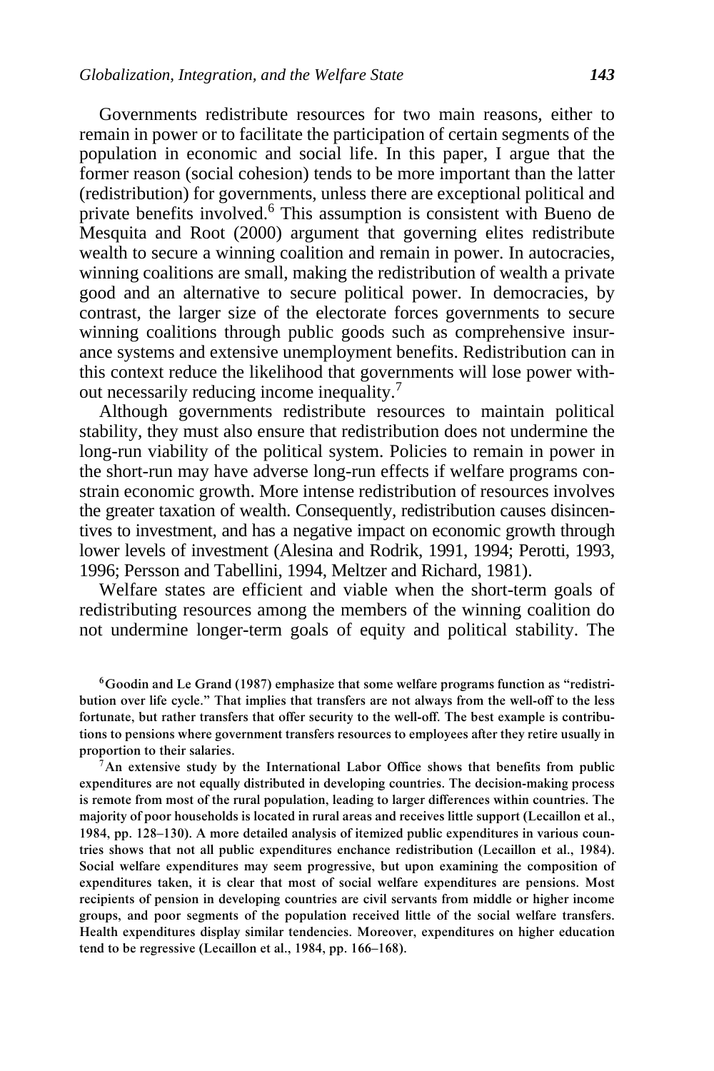Governments redistribute resources for two main reasons, either to remain in power or to facilitate the participation of certain segments of the population in economic and social life. In this paper, I argue that the former reason (social cohesion) tends to be more important than the latter (redistribution) for governments, unless there are exceptional political and private benefits involved.[6] This assumption is consistent with Bueno de Mesquita and Root (2000) argument that governing elites redistribute wealth to secure a winning coalition and remain in power. In autocracies, winning coalitions are small, making the redistribution of wealth a private good and an alternative to secure political power. In democracies, by contrast, the larger size of the electorate forces governments to secure winning coalitions through public goods such as comprehensive insurance systems and extensive unemployment benefits. Redistribution can in this context reduce the likelihood that governments will lose power without necessarily reducing income inequality.[7]

Although governments redistribute resources to maintain political stability, they must also ensure that redistribution does not undermine the long-run viability of the political system. Policies to remain in power in the short-run may have adverse long-run effects if welfare programs constrain economic growth. More intense redistribution of resources involves the greater taxation of wealth. Consequently, redistribution causes disincentives to investment, and has a negative impact on economic growth through lower levels of investment (Alesina and Rodrik, 1991, 1994; Perotti, 1993, 1996; Persson and Tabellini, 1994, Meltzer and Richard, 1981).

Welfare states are efficient and viable when the short-term goals of redistributing resources among the members of the winning coalition do not undermine longer-term goals of equity and political stability. The

[6] Goodin and Le Grand (1987) emphasize that some welfare programs function as "redistribution over life cycle." That implies that transfers are not always from the well-off to the less fortunate, but rather transfers that offer security to the well-off. The best example is contributions to pensions where government transfers resources to employees after they retire usually in proportion to their salaries.

[7] An extensive study by the International Labor Office shows that benefits from public expenditures are not equally distributed in developing countries. The decision-making process is remote from most of the rural population, leading to larger differences within countries. The majority of poor households is located in rural areas and receives little support (Lecaillon et al., 1984, pp. 128–130). A more detailed analysis of itemized public expenditures in various countries shows that not all public expenditures enchance redistribution (Lecaillon et al., 1984). Social welfare expenditures may seem progressive, but upon examining the composition of expenditures taken, it is clear that most of social welfare expenditures are pensions. Most recipients of pension in developing countries are civil servants from middle or higher income groups, and poor segments of the population received little of the social welfare transfers. Health expenditures display similar tendencies. Moreover, expenditures on higher education tend to be regressive (Lecaillon et al., 1984, pp. 166–168).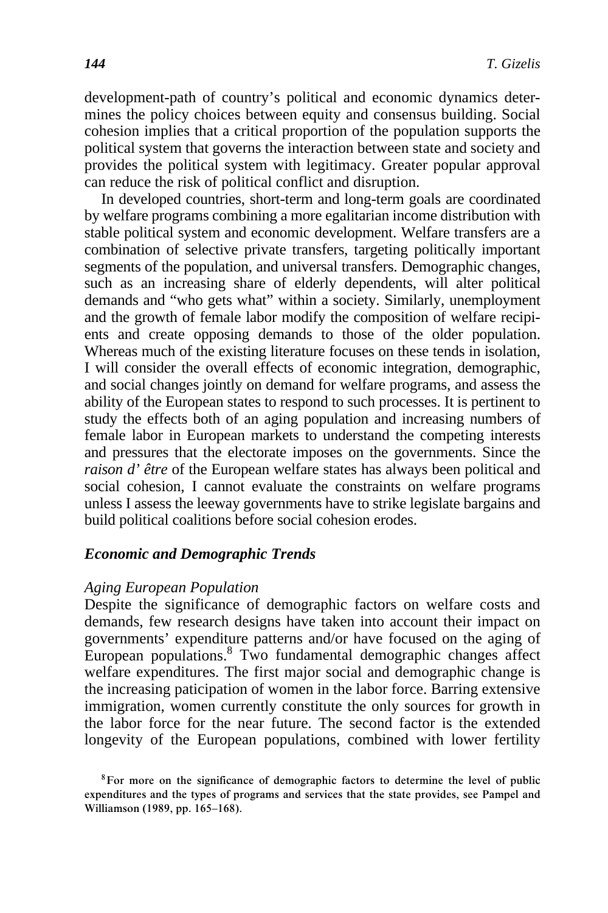development-path of country's political and economic dynamics determines the policy choices between equity and consensus building. Social cohesion implies that a critical proportion of the population supports the political system that governs the interaction between state and society and provides the political system with legitimacy. Greater popular approval can reduce the risk of political conflict and disruption.

In developed countries, short-term and long-term goals are coordinated by welfare programs combining a more egalitarian income distribution with stable political system and economic development. Welfare transfers are a combination of selective private transfers, targeting politically important segments of the population, and universal transfers. Demographic changes, such as an increasing share of elderly dependents, will alter political demands and "who gets what" within a society. Similarly, unemployment and the growth of female labor modify the composition of welfare recipients and create opposing demands to those of the older population. Whereas much of the existing literature focuses on these tends in isolation, I will consider the overall effects of economic integration, demographic, and social changes jointly on demand for welfare programs, and assess the ability of the European states to respond to such processes. It is pertinent to study the effects both of an aging population and increasing numbers of female labor in European markets to understand the competing interests and pressures that the electorate imposes on the governments. Since the *raison d' être* of the European welfare states has always been political and social cohesion, I cannot evaluate the constraints on welfare programs unless I assess the leeway governments have to strike legislate bargains and build political coalitions before social cohesion erodes.

## *Economic and Demographic Trends*

### *Aging European Population*

Despite the significance of demographic factors on welfare costs and demands, few research designs have taken into account their impact on governments' expenditure patterns and/or have focused on the aging of European populations.[8] Two fundamental demographic changes affect welfare expenditures. The first major social and demographic change is the increasing paticipation of women in the labor force. Barring extensive immigration, women currently constitute the only sources for growth in the labor force for the near future. The second factor is the extended longevity of the European populations, combined with lower fertility

[8] For more on the significance of demographic factors to determine the level of public expenditures and the types of programs and services that the state provides, see Pampel and Williamson (1989, pp. 165–168).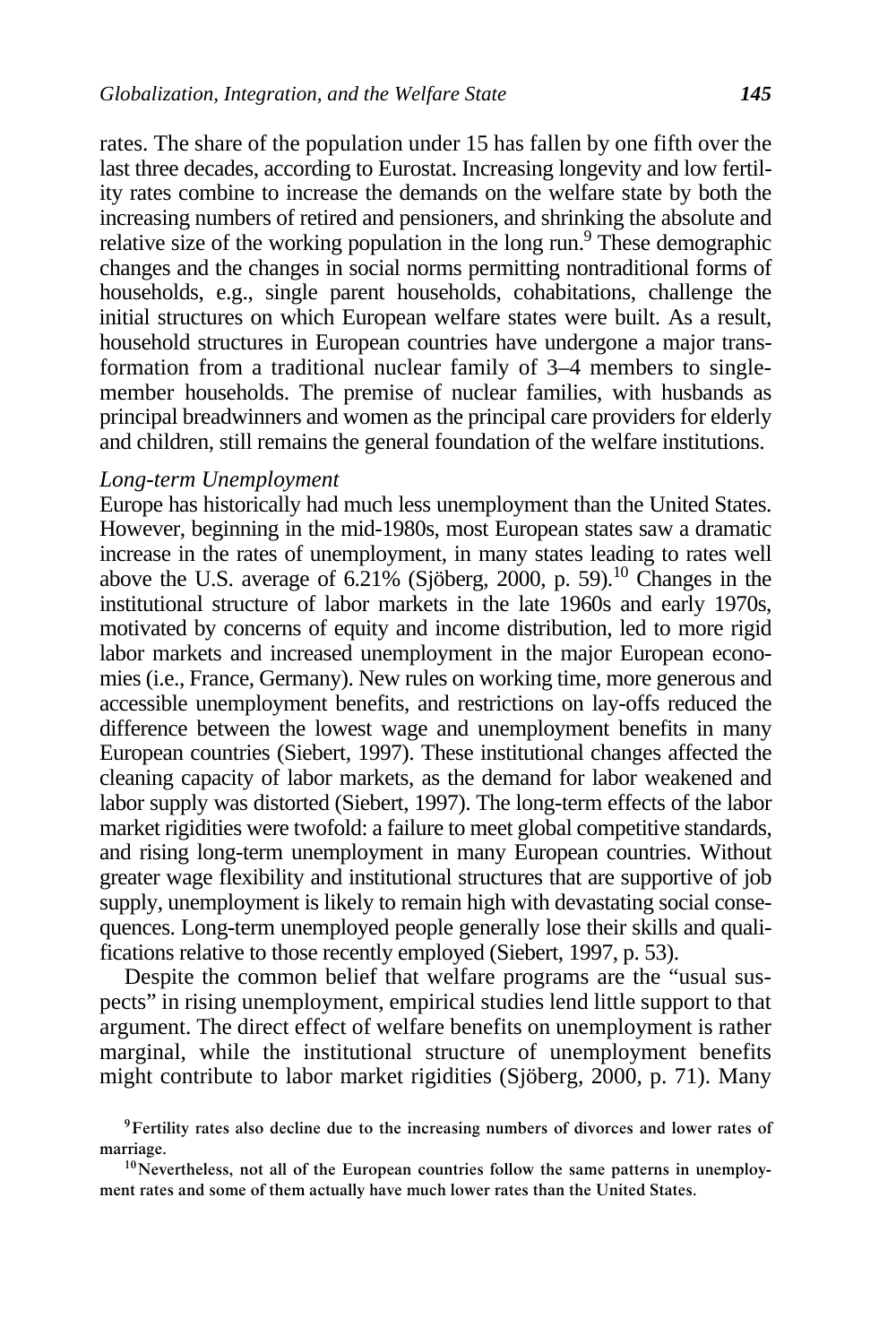rates. The share of the population under 15 has fallen by one fifth over the last three decades, according to Eurostat. Increasing longevity and low fertility rates combine to increase the demands on the welfare state by both the increasing numbers of retired and pensioners, and shrinking the absolute and relative size of the working population in the long run.[9] These demographic changes and the changes in social norms permitting nontraditional forms of households, e.g., single parent households, cohabitations, challenge the initial structures on which European welfare states were built. As a result, household structures in European countries have undergone a major transformation from a traditional nuclear family of 3–4 members to single-member households. The premise of nuclear families, with husbands as principal breadwinners and women as the principal care providers for elderly and children, still remains the general foundation of the welfare institutions.

*Long-term Unemployment*

Europe has historically had much less unemployment than the United States. However, beginning in the mid-1980s, most European states saw a dramatic increase in the rates of unemployment, in many states leading to rates well above the U.S. average of 6.21% (Sjöberg, 2000, p. 59).[10] Changes in the institutional structure of labor markets in the late 1960s and early 1970s, motivated by concerns of equity and income distribution, led to more rigid labor markets and increased unemployment in the major European economies (i.e., France, Germany). New rules on working time, more generous and accessible unemployment benefits, and restrictions on lay-offs reduced the difference between the lowest wage and unemployment benefits in many European countries (Siebert, 1997). These institutional changes affected the cleaning capacity of labor markets, as the demand for labor weakened and labor supply was distorted (Siebert, 1997). The long-term effects of the labor market rigidities were twofold: a failure to meet global competitive standards, and rising long-term unemployment in many European countries. Without greater wage flexibility and institutional structures that are supportive of job supply, unemployment is likely to remain high with devastating social consequences. Long-term unemployed people generally lose their skills and qualifications relative to those recently employed (Siebert, 1997, p. 53).

Despite the common belief that welfare programs are the "usual suspects" in rising unemployment, empirical studies lend little support to that argument. The direct effect of welfare benefits on unemployment is rather marginal, while the institutional structure of unemployment benefits might contribute to labor market rigidities (Sjöberg, 2000, p. 71). Many

[9] Fertility rates also decline due to the increasing numbers of divorces and lower rates of marriage.

[10] Nevertheless, not all of the European countries follow the same patterns in unemployment rates and some of them actually have much lower rates than the United States.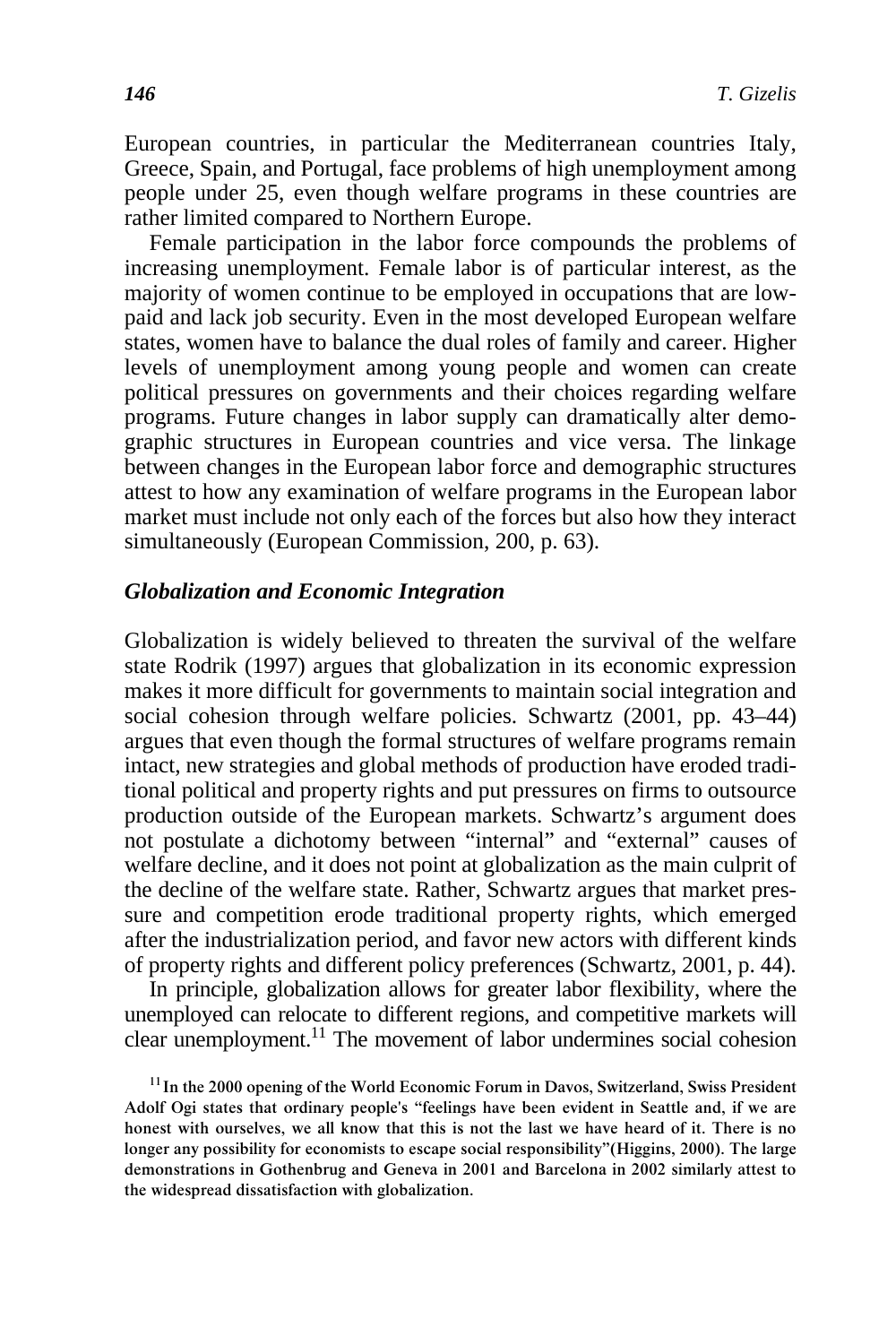European countries, in particular the Mediterranean countries Italy, Greece, Spain, and Portugal, face problems of high unemployment among people under 25, even though welfare programs in these countries are rather limited compared to Northern Europe.

Female participation in the labor force compounds the problems of increasing unemployment. Female labor is of particular interest, as the majority of women continue to be employed in occupations that are low-paid and lack job security. Even in the most developed European welfare states, women have to balance the dual roles of family and career. Higher levels of unemployment among young people and women can create political pressures on governments and their choices regarding welfare programs. Future changes in labor supply can dramatically alter demographic structures in European countries and vice versa. The linkage between changes in the European labor force and demographic structures attest to how any examination of welfare programs in the European labor market must include not only each of the forces but also how they interact simultaneously (European Commission, 200, p. 63).

### *Globalization and Economic Integration*

Globalization is widely believed to threaten the survival of the welfare state Rodrik (1997) argues that globalization in its economic expression makes it more difficult for governments to maintain social integration and social cohesion through welfare policies. Schwartz (2001, pp. 43–44) argues that even though the formal structures of welfare programs remain intact, new strategies and global methods of production have eroded traditional political and property rights and put pressures on firms to outsource production outside of the European markets. Schwartz's argument does not postulate a dichotomy between "internal" and "external" causes of welfare decline, and it does not point at globalization as the main culprit of the decline of the welfare state. Rather, Schwartz argues that market pressure and competition erode traditional property rights, which emerged after the industrialization period, and favor new actors with different kinds of property rights and different policy preferences (Schwartz, 2001, p. 44).

In principle, globalization allows for greater labor flexibility, where the unemployed can relocate to different regions, and competitive markets will clear unemployment.[11] The movement of labor undermines social cohesion

[11] In the 2000 opening of the World Economic Forum in Davos, Switzerland, Swiss President Adolf Ogi states that ordinary people's "feelings have been evident in Seattle and, if we are honest with ourselves, we all know that this is not the last we have heard of it. There is no longer any possibility for economists to escape social responsibility"(Higgins, 2000). The large demonstrations in Gothenbrug and Geneva in 2001 and Barcelona in 2002 similarly attest to the widespread dissatisfaction with globalization.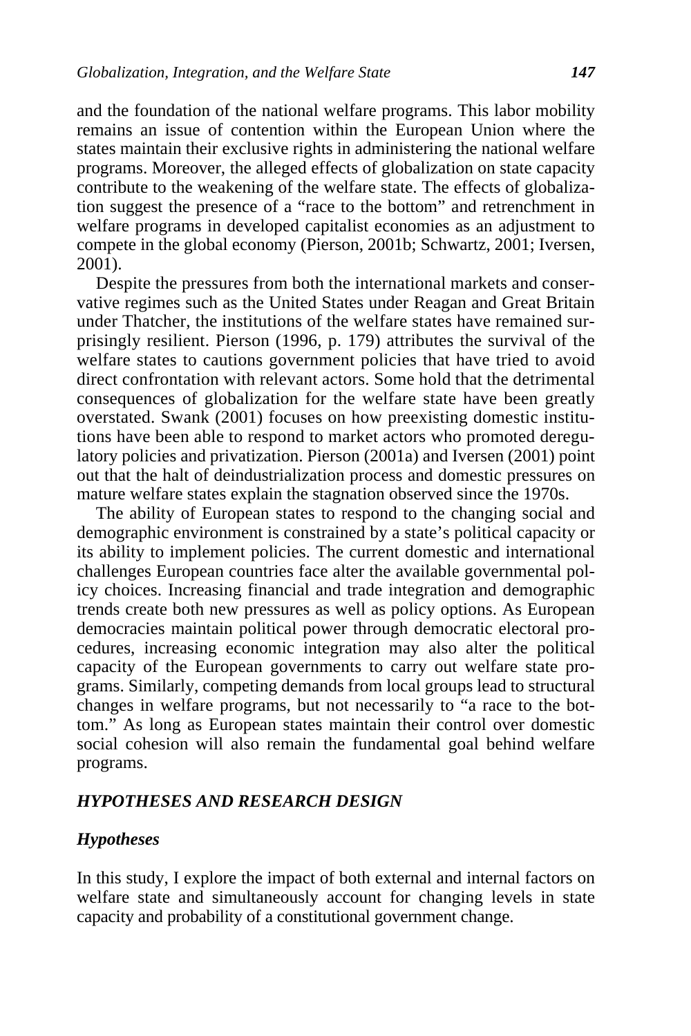and the foundation of the national welfare programs. This labor mobility remains an issue of contention within the European Union where the states maintain their exclusive rights in administering the national welfare programs. Moreover, the alleged effects of globalization on state capacity contribute to the weakening of the welfare state. The effects of globalization suggest the presence of a "race to the bottom" and retrenchment in welfare programs in developed capitalist economies as an adjustment to compete in the global economy (Pierson, 2001b; Schwartz, 2001; Iversen, 2001).

Despite the pressures from both the international markets and conservative regimes such as the United States under Reagan and Great Britain under Thatcher, the institutions of the welfare states have remained surprisingly resilient. Pierson (1996, p. 179) attributes the survival of the welfare states to cautions government policies that have tried to avoid direct confrontation with relevant actors. Some hold that the detrimental consequences of globalization for the welfare state have been greatly overstated. Swank (2001) focuses on how preexisting domestic institutions have been able to respond to market actors who promoted deregulatory policies and privatization. Pierson (2001a) and Iversen (2001) point out that the halt of deindustrialization process and domestic pressures on mature welfare states explain the stagnation observed since the 1970s.

The ability of European states to respond to the changing social and demographic environment is constrained by a state's political capacity or its ability to implement policies. The current domestic and international challenges European countries face alter the available governmental policy choices. Increasing financial and trade integration and demographic trends create both new pressures as well as policy options. As European democracies maintain political power through democratic electoral procedures, increasing economic integration may also alter the political capacity of the European governments to carry out welfare state programs. Similarly, competing demands from local groups lead to structural changes in welfare programs, but not necessarily to "a race to the bottom." As long as European states maintain their control over domestic social cohesion will also remain the fundamental goal behind welfare programs.

## *HYPOTHESES AND RESEARCH DESIGN*

### *Hypotheses*

In this study, I explore the impact of both external and internal factors on welfare state and simultaneously account for changing levels in state capacity and probability of a constitutional government change.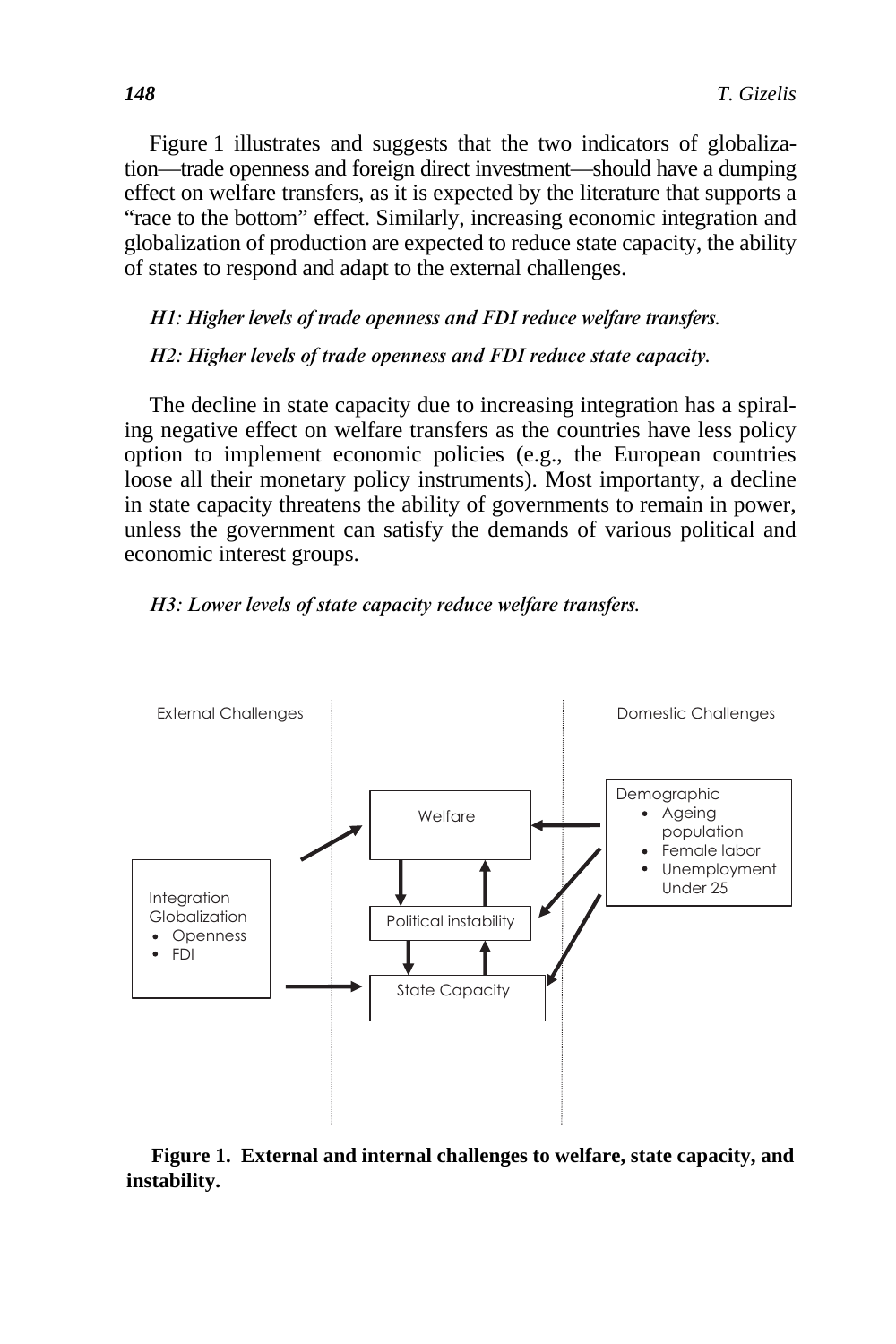Figure 1 illustrates and suggests that the two indicators of globalization—trade openness and foreign direct investment—should have a dumping effect on welfare transfers, as it is expected by the literature that supports a "race to the bottom" effect. Similarly, increasing economic integration and globalization of production are expected to reduce state capacity, the ability of states to respond and adapt to the external challenges.

***H1: Higher levels of trade openness and FDI reduce welfare transfers.***

***H2: Higher levels of trade openness and FDI reduce state capacity.***

The decline in state capacity due to increasing integration has a spiraling negative effect on welfare transfers as the countries have less policy option to implement economic policies (e.g., the European countries loose all their monetary policy instruments). Most importanty, a decline in state capacity threatens the ability of governments to remain in power, unless the government can satisfy the demands of various political and economic interest groups.

***H3: Lower levels of state capacity reduce welfare transfers.***

External Challenges

Domestic Challenges

Integration
Globalization
- Openness
- FDI

Welfare

Political instability

State Capacity

Demographic
- Ageing population
- Female labor
- Unemployment Under 25

**Figure 1. External and internal challenges to welfare, state capacity, and instability.**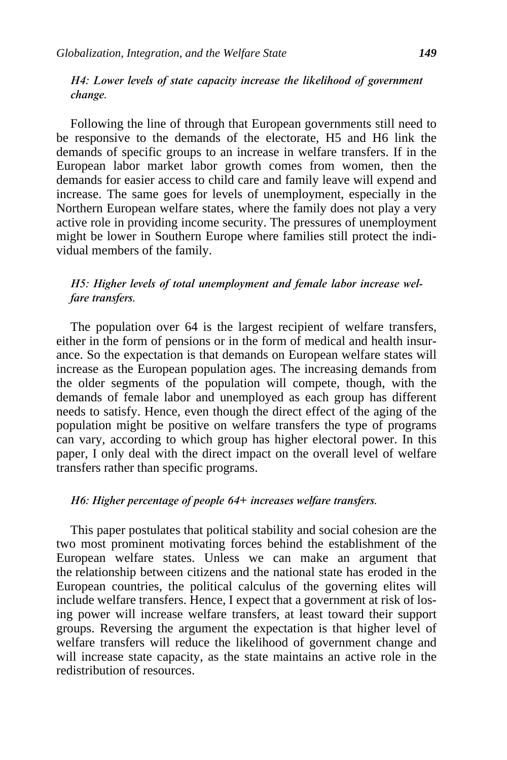*H4: Lower levels of state capacity increase the likelihood of government change.*

Following the line of through that European governments still need to be responsive to the demands of the electorate, H5 and H6 link the demands of specific groups to an increase in welfare transfers. If in the European labor market labor growth comes from women, then the demands for easier access to child care and family leave will expend and increase. The same goes for levels of unemployment, especially in the Northern European welfare states, where the family does not play a very active role in providing income security. The pressures of unemployment might be lower in Southern Europe where families still protect the individual members of the family.

*H5: Higher levels of total unemployment and female labor increase welfare transfers.*

The population over 64 is the largest recipient of welfare transfers, either in the form of pensions or in the form of medical and health insurance. So the expectation is that demands on European welfare states will increase as the European population ages. The increasing demands from the older segments of the population will compete, though, with the demands of female labor and unemployed as each group has different needs to satisfy. Hence, even though the direct effect of the aging of the population might be positive on welfare transfers the type of programs can vary, according to which group has higher electoral power. In this paper, I only deal with the direct impact on the overall level of welfare transfers rather than specific programs.

*H6: Higher percentage of people 64+ increases welfare transfers.*

This paper postulates that political stability and social cohesion are the two most prominent motivating forces behind the establishment of the European welfare states. Unless we can make an argument that the relationship between citizens and the national state has eroded in the European countries, the political calculus of the governing elites will include welfare transfers. Hence, I expect that a government at risk of losing power will increase welfare transfers, at least toward their support groups. Reversing the argument the expectation is that higher level of welfare transfers will reduce the likelihood of government change and will increase state capacity, as the state maintains an active role in the redistribution of resources.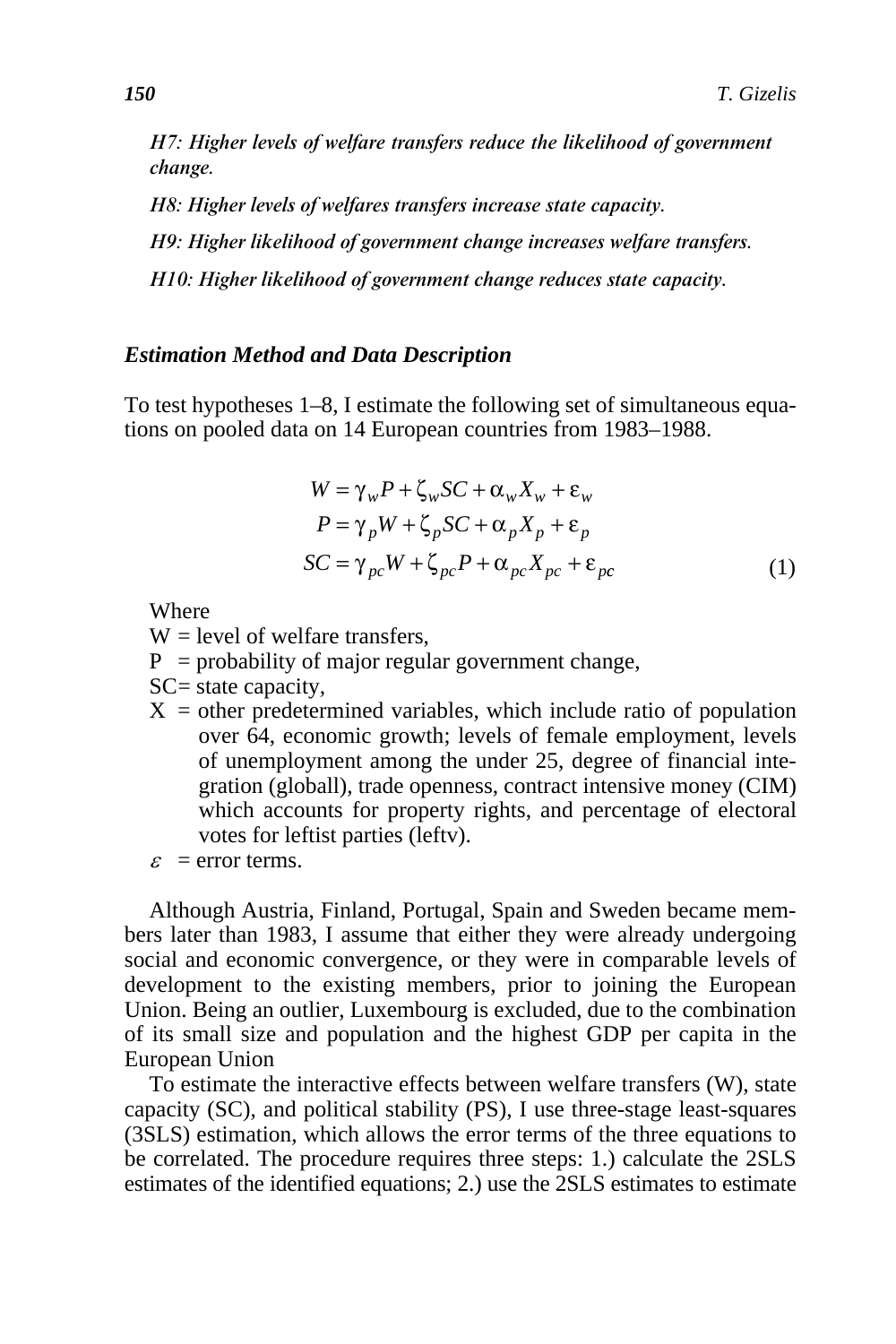*H7: Higher levels of welfare transfers reduce the likelihood of government change.*

*H8: Higher levels of welfares transfers increase state capacity.*

*H9: Higher likelihood of government change increases welfare transfers.*

*H10: Higher likelihood of government change reduces state capacity.*

### Estimation Method and Data Description

To test hypotheses 1–8, I estimate the following set of simultaneous equations on pooled data on 14 European countries from 1983–1988.

$$
\begin{aligned}
W &= \gamma_w P + \zeta_w SC + \alpha_w X_w + \varepsilon_w \\
P &= \gamma_p W + \zeta_p SC + \alpha_p X_p + \varepsilon_p \\
SC &= \gamma_{pc} W + \zeta_{pc} P + \alpha_{pc} X_{pc} + \varepsilon_{pc}
\end{aligned}
\tag{1}
$$

Where

W = level of welfare transfers,

P = probability of major regular government change,

SC= state capacity,

X = other predetermined variables, which include ratio of population over 64, economic growth; levels of female employment, levels of unemployment among the under 25, degree of financial integration (globall), trade openness, contract intensive money (CIM) which accounts for property rights, and percentage of electoral votes for leftist parties (leftv).

$\varepsilon$ = error terms.

Although Austria, Finland, Portugal, Spain and Sweden became members later than 1983, I assume that either they were already undergoing social and economic convergence, or they were in comparable levels of development to the existing members, prior to joining the European Union. Being an outlier, Luxembourg is excluded, due to the combination of its small size and population and the highest GDP per capita in the European Union

To estimate the interactive effects between welfare transfers (W), state capacity (SC), and political stability (PS), I use three-stage least-squares (3SLS) estimation, which allows the error terms of the three equations to be correlated. The procedure requires three steps: 1.) calculate the 2SLS estimates of the identified equations; 2.) use the 2SLS estimates to estimate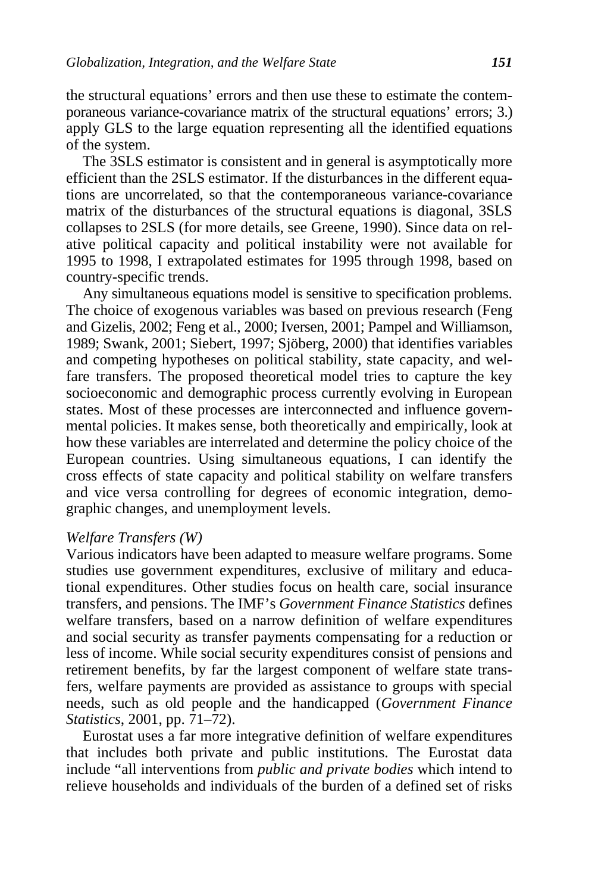the structural equations' errors and then use these to estimate the contemporaneous variance-covariance matrix of the structural equations' errors; 3.) apply GLS to the large equation representing all the identified equations of the system.

The 3SLS estimator is consistent and in general is asymptotically more efficient than the 2SLS estimator. If the disturbances in the different equations are uncorrelated, so that the contemporaneous variance-covariance matrix of the disturbances of the structural equations is diagonal, 3SLS collapses to 2SLS (for more details, see Greene, 1990). Since data on relative political capacity and political instability were not available for 1995 to 1998, I extrapolated estimates for 1995 through 1998, based on country-specific trends.

Any simultaneous equations model is sensitive to specification problems. The choice of exogenous variables was based on previous research (Feng and Gizelis, 2002; Feng et al., 2000; Iversen, 2001; Pampel and Williamson, 1989; Swank, 2001; Siebert, 1997; Sjöberg, 2000) that identifies variables and competing hypotheses on political stability, state capacity, and welfare transfers. The proposed theoretical model tries to capture the key socioeconomic and demographic process currently evolving in European states. Most of these processes are interconnected and influence governmental policies. It makes sense, both theoretically and empirically, look at how these variables are interrelated and determine the policy choice of the European countries. Using simultaneous equations, I can identify the cross effects of state capacity and political stability on welfare transfers and vice versa controlling for degrees of economic integration, demographic changes, and unemployment levels.

*Welfare Transfers (W)*

Various indicators have been adapted to measure welfare programs. Some studies use government expenditures, exclusive of military and educational expenditures. Other studies focus on health care, social insurance transfers, and pensions. The IMF's *Government Finance Statistics* defines welfare transfers, based on a narrow definition of welfare expenditures and social security as transfer payments compensating for a reduction or less of income. While social security expenditures consist of pensions and retirement benefits, by far the largest component of welfare state transfers, welfare payments are provided as assistance to groups with special needs, such as old people and the handicapped (*Government Finance Statistics*, 2001, pp. 71–72).

Eurostat uses a far more integrative definition of welfare expenditures that includes both private and public institutions. The Eurostat data include "all interventions from *public and private bodies* which intend to relieve households and individuals of the burden of a defined set of risks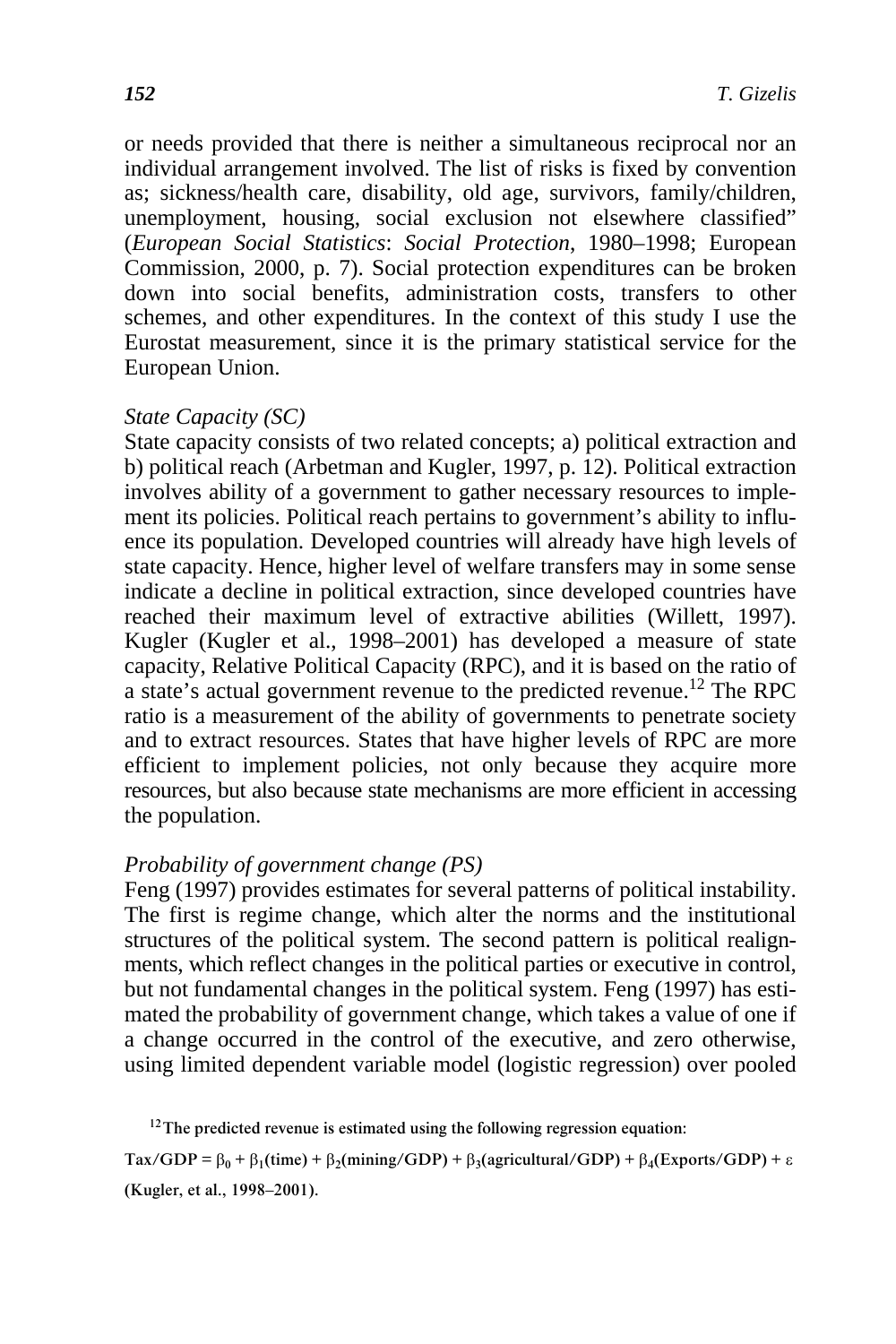or needs provided that there is neither a simultaneous reciprocal nor an individual arrangement involved. The list of risks is fixed by convention as; sickness/health care, disability, old age, survivors, family/children, unemployment, housing, social exclusion not elsewhere classified" (*European Social Statistics*: *Social Protection*, 1980–1998; European Commission, 2000, p. 7). Social protection expenditures can be broken down into social benefits, administration costs, transfers to other schemes, and other expenditures. In the context of this study I use the Eurostat measurement, since it is the primary statistical service for the European Union.

*State Capacity (SC)*

State capacity consists of two related concepts; a) political extraction and b) political reach (Arbetman and Kugler, 1997, p. 12). Political extraction involves ability of a government to gather necessary resources to implement its policies. Political reach pertains to government's ability to influence its population. Developed countries will already have high levels of state capacity. Hence, higher level of welfare transfers may in some sense indicate a decline in political extraction, since developed countries have reached their maximum level of extractive abilities (Willett, 1997). Kugler (Kugler et al., 1998–2001) has developed a measure of state capacity, Relative Political Capacity (RPC), and it is based on the ratio of a state's actual government revenue to the predicted revenue.[12] The RPC ratio is a measurement of the ability of governments to penetrate society and to extract resources. States that have higher levels of RPC are more efficient to implement policies, not only because they acquire more resources, but also because state mechanisms are more efficient in accessing the population.

*Probability of government change (PS)*

Feng (1997) provides estimates for several patterns of political instability. The first is regime change, which alter the norms and the institutional structures of the political system. The second pattern is political realignments, which reflect changes in the political parties or executive in control, but not fundamental changes in the political system. Feng (1997) has estimated the probability of government change, which takes a value of one if a change occurred in the control of the executive, and zero otherwise, using limited dependent variable model (logistic regression) over pooled

[12] The predicted revenue is estimated using the following regression equation:

$$\text{Tax/GDP} = \beta_0 + \beta_1(\text{time}) + \beta_2(\text{mining/GDP}) + \beta_3(\text{agricultural/GDP}) + \beta_4(\text{Exports/GDP}) + \varepsilon$$

(Kugler, et al., 1998–2001).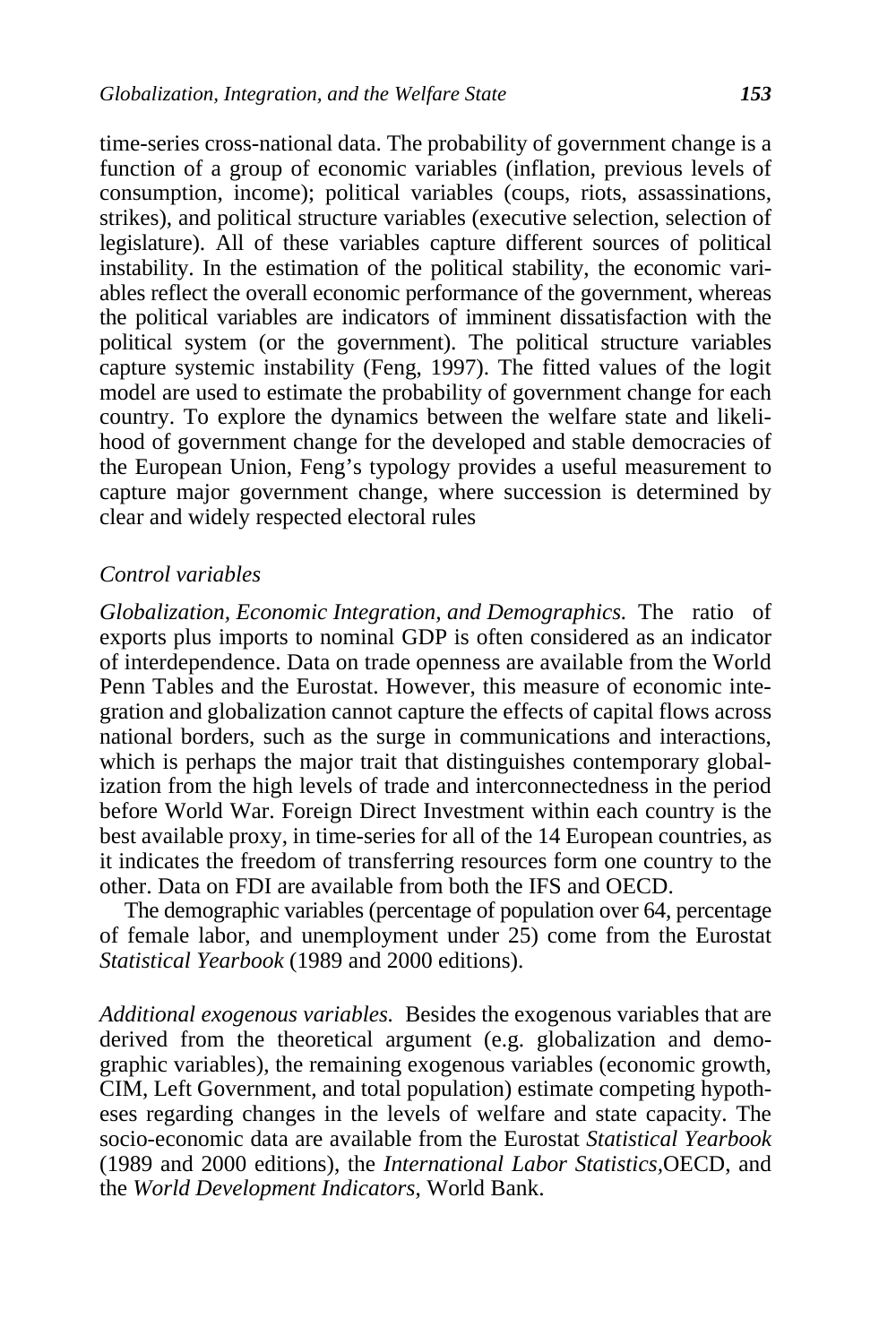time-series cross-national data. The probability of government change is a function of a group of economic variables (inflation, previous levels of consumption, income); political variables (coups, riots, assassinations, strikes), and political structure variables (executive selection, selection of legislature). All of these variables capture different sources of political instability. In the estimation of the political stability, the economic variables reflect the overall economic performance of the government, whereas the political variables are indicators of imminent dissatisfaction with the political system (or the government). The political structure variables capture systemic instability (Feng, 1997). The fitted values of the logit model are used to estimate the probability of government change for each country. To explore the dynamics between the welfare state and likelihood of government change for the developed and stable democracies of the European Union, Feng's typology provides a useful measurement to capture major government change, where succession is determined by clear and widely respected electoral rules

### Control variables

*Globalization, Economic Integration, and Demographics.* The ratio of exports plus imports to nominal GDP is often considered as an indicator of interdependence. Data on trade openness are available from the World Penn Tables and the Eurostat. However, this measure of economic integration and globalization cannot capture the effects of capital flows across national borders, such as the surge in communications and interactions, which is perhaps the major trait that distinguishes contemporary globalization from the high levels of trade and interconnectedness in the period before World War. Foreign Direct Investment within each country is the best available proxy, in time-series for all of the 14 European countries, as it indicates the freedom of transferring resources form one country to the other. Data on FDI are available from both the IFS and OECD.

The demographic variables (percentage of population over 64, percentage of female labor, and unemployment under 25) come from the Eurostat *Statistical Yearbook* (1989 and 2000 editions).

*Additional exogenous variables.* Besides the exogenous variables that are derived from the theoretical argument (e.g. globalization and demographic variables), the remaining exogenous variables (economic growth, CIM, Left Government, and total population) estimate competing hypotheses regarding changes in the levels of welfare and state capacity. The socio-economic data are available from the Eurostat *Statistical Yearbook* (1989 and 2000 editions), the *International Labor Statistics*,OECD, and the *World Development Indicators*, World Bank.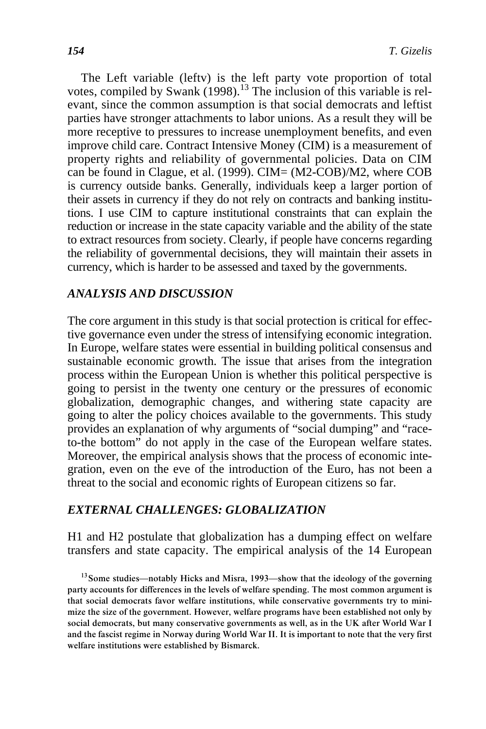The Left variable (leftv) is the left party vote proportion of total votes, compiled by Swank (1998).[13] The inclusion of this variable is relevant, since the common assumption is that social democrats and leftist parties have stronger attachments to labor unions. As a result they will be more receptive to pressures to increase unemployment benefits, and even improve child care. Contract Intensive Money (CIM) is a measurement of property rights and reliability of governmental policies. Data on CIM can be found in Clague, et al. (1999). CIM= (M2-COB)/M2, where COB is currency outside banks. Generally, individuals keep a larger portion of their assets in currency if they do not rely on contracts and banking institutions. I use CIM to capture institutional constraints that can explain the reduction or increase in the state capacity variable and the ability of the state to extract resources from society. Clearly, if people have concerns regarding the reliability of governmental decisions, they will maintain their assets in currency, which is harder to be assessed and taxed by the governments.

### *ANALYSIS AND DISCUSSION*

The core argument in this study is that social protection is critical for effective governance even under the stress of intensifying economic integration. In Europe, welfare states were essential in building political consensus and sustainable economic growth. The issue that arises from the integration process within the European Union is whether this political perspective is going to persist in the twenty one century or the pressures of economic globalization, demographic changes, and withering state capacity are going to alter the policy choices available to the governments. This study provides an explanation of why arguments of "social dumping" and "race-to-the bottom" do not apply in the case of the European welfare states. Moreover, the empirical analysis shows that the process of economic integration, even on the eve of the introduction of the Euro, has not been a threat to the social and economic rights of European citizens so far.

### *EXTERNAL CHALLENGES: GLOBALIZATION*

H1 and H2 postulate that globalization has a dumping effect on welfare transfers and state capacity. The empirical analysis of the 14 European

[13] Some studies—notably Hicks and Misra, 1993—show that the ideology of the governing party accounts for differences in the levels of welfare spending. The most common argument is that social democrats favor welfare institutions, while conservative governments try to minimize the size of the government. However, welfare programs have been established not only by social democrats, but many conservative governments as well, as in the UK after World War I and the fascist regime in Norway during World War II. It is important to note that the very first welfare institutions were established by Bismarck.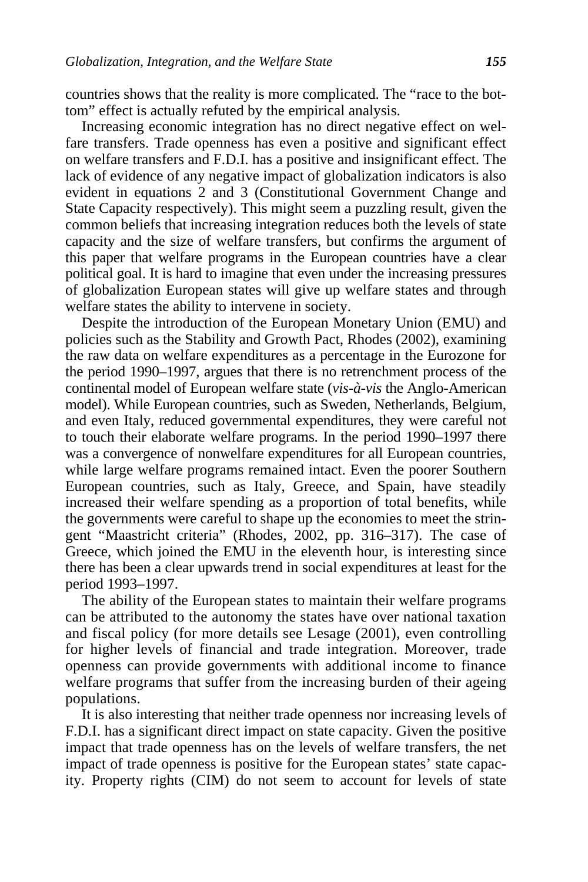countries shows that the reality is more complicated. The "race to the bottom" effect is actually refuted by the empirical analysis.

Increasing economic integration has no direct negative effect on welfare transfers. Trade openness has even a positive and significant effect on welfare transfers and F.D.I. has a positive and insignificant effect. The lack of evidence of any negative impact of globalization indicators is also evident in equations 2 and 3 (Constitutional Government Change and State Capacity respectively). This might seem a puzzling result, given the common beliefs that increasing integration reduces both the levels of state capacity and the size of welfare transfers, but confirms the argument of this paper that welfare programs in the European countries have a clear political goal. It is hard to imagine that even under the increasing pressures of globalization European states will give up welfare states and through welfare states the ability to intervene in society.

Despite the introduction of the European Monetary Union (EMU) and policies such as the Stability and Growth Pact, Rhodes (2002), examining the raw data on welfare expenditures as a percentage in the Eurozone for the period 1990–1997, argues that there is no retrenchment process of the continental model of European welfare state (*vis-à-vis* the Anglo-American model). While European countries, such as Sweden, Netherlands, Belgium, and even Italy, reduced governmental expenditures, they were careful not to touch their elaborate welfare programs. In the period 1990–1997 there was a convergence of nonwelfare expenditures for all European countries, while large welfare programs remained intact. Even the poorer Southern European countries, such as Italy, Greece, and Spain, have steadily increased their welfare spending as a proportion of total benefits, while the governments were careful to shape up the economies to meet the stringent "Maastricht criteria" (Rhodes, 2002, pp. 316–317). The case of Greece, which joined the EMU in the eleventh hour, is interesting since there has been a clear upwards trend in social expenditures at least for the period 1993–1997.

The ability of the European states to maintain their welfare programs can be attributed to the autonomy the states have over national taxation and fiscal policy (for more details see Lesage (2001), even controlling for higher levels of financial and trade integration. Moreover, trade openness can provide governments with additional income to finance welfare programs that suffer from the increasing burden of their ageing populations.

It is also interesting that neither trade openness nor increasing levels of F.D.I. has a significant direct impact on state capacity. Given the positive impact that trade openness has on the levels of welfare transfers, the net impact of trade openness is positive for the European states' state capacity. Property rights (CIM) do not seem to account for levels of state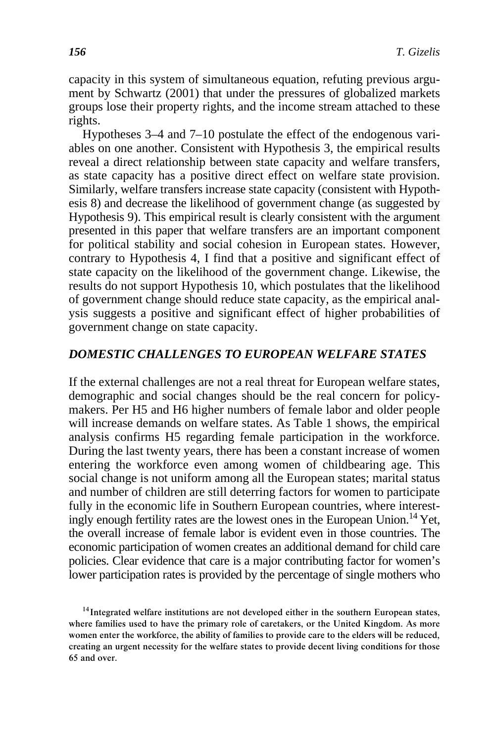capacity in this system of simultaneous equation, refuting previous argument by Schwartz (2001) that under the pressures of globalized markets groups lose their property rights, and the income stream attached to these rights.

Hypotheses 3–4 and 7–10 postulate the effect of the endogenous variables on one another. Consistent with Hypothesis 3, the empirical results reveal a direct relationship between state capacity and welfare transfers, as state capacity has a positive direct effect on welfare state provision. Similarly, welfare transfers increase state capacity (consistent with Hypothesis 8) and decrease the likelihood of government change (as suggested by Hypothesis 9). This empirical result is clearly consistent with the argument presented in this paper that welfare transfers are an important component for political stability and social cohesion in European states. However, contrary to Hypothesis 4, I find that a positive and significant effect of state capacity on the likelihood of the government change. Likewise, the results do not support Hypothesis 10, which postulates that the likelihood of government change should reduce state capacity, as the empirical analysis suggests a positive and significant effect of higher probabilities of government change on state capacity.

## *DOMESTIC CHALLENGES TO EUROPEAN WELFARE STATES*

If the external challenges are not a real threat for European welfare states, demographic and social changes should be the real concern for policymakers. Per H5 and H6 higher numbers of female labor and older people will increase demands on welfare states. As Table 1 shows, the empirical analysis confirms H5 regarding female participation in the workforce. During the last twenty years, there has been a constant increase of women entering the workforce even among women of childbearing age. This social change is not uniform among all the European states; marital status and number of children are still deterring factors for women to participate fully in the economic life in Southern European countries, where interestingly enough fertility rates are the lowest ones in the European Union.[14] Yet, the overall increase of female labor is evident even in those countries. The economic participation of women creates an additional demand for child care policies. Clear evidence that care is a major contributing factor for women's lower participation rates is provided by the percentage of single mothers who

[14] Integrated welfare institutions are not developed either in the southern European states, where families used to have the primary role of caretakers, or the United Kingdom. As more women enter the workforce, the ability of families to provide care to the elders will be reduced, creating an urgent necessity for the welfare states to provide decent living conditions for those 65 and over.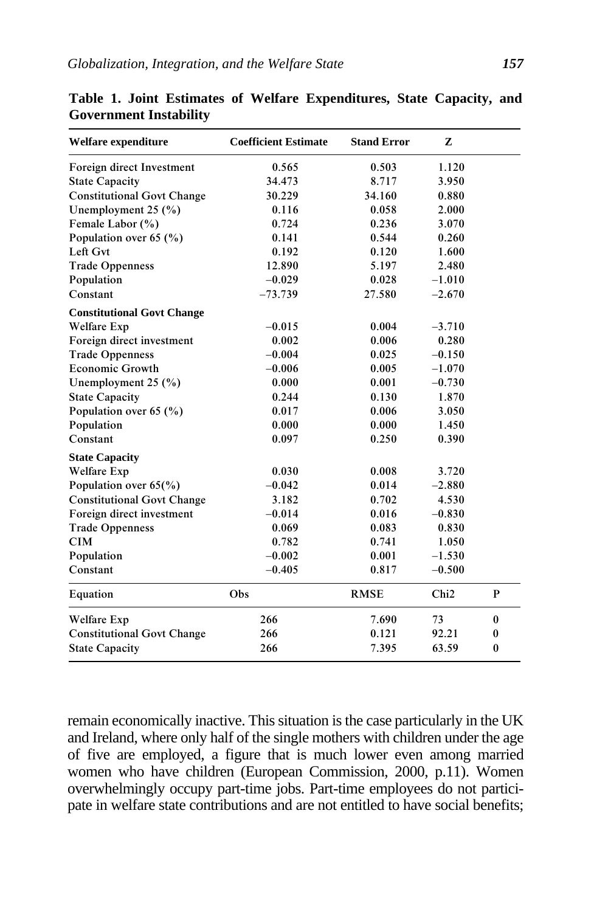**Table 1. Joint Estimates of Welfare Expenditures, State Capacity, and Government Instability**

| Welfare expenditure | Coefficient Estimate | Stand Error | Z | |
|---|---|---|---|---|
| Foreign direct Investment | 0.565 | 0.503 | 1.120 | |
| State Capacity | 34.473 | 8.717 | 3.950 | |
| Constitutional Govt Change | 30.229 | 34.160 | 0.880 | |
| Unemployment 25 (%) | 0.116 | 0.058 | 2.000 | |
| Female Labor (%) | 0.724 | 0.236 | 3.070 | |
| Population over 65 (%) | 0.141 | 0.544 | 0.260 | |
| Left Gvt | 0.192 | 0.120 | 1.600 | |
| Trade Oppenness | 12.890 | 5.197 | 2.480 | |
| Population | −0.029 | 0.028 | −1.010 | |
| Constant | −73.739 | 27.580 | −2.670 | |
| **Constitutional Govt Change** | | | | |
| Welfare Exp | −0.015 | 0.004 | −3.710 | |
| Foreign direct investment | 0.002 | 0.006 | 0.280 | |
| Trade Oppenness | −0.004 | 0.025 | −0.150 | |
| Economic Growth | −0.006 | 0.005 | −1.070 | |
| Unemployment 25 (%) | 0.000 | 0.001 | −0.730 | |
| State Capacity | 0.244 | 0.130 | 1.870 | |
| Population over 65 (%) | 0.017 | 0.006 | 3.050 | |
| Population | 0.000 | 0.000 | 1.450 | |
| Constant | 0.097 | 0.250 | 0.390 | |
| **State Capacity** | | | | |
| Welfare Exp | 0.030 | 0.008 | 3.720 | |
| Population over 65(%) | −0.042 | 0.014 | −2.880 | |
| Constitutional Govt Change | 3.182 | 0.702 | 4.530 | |
| Foreign direct investment | −0.014 | 0.016 | −0.830 | |
| Trade Oppenness | 0.069 | 0.083 | 0.830 | |
| CIM | 0.782 | 0.741 | 1.050 | |
| Population | −0.002 | 0.001 | −1.530 | |
| Constant | −0.405 | 0.817 | −0.500 | |
| **Equation** | **Obs** | **RMSE** | **Chi2** | **P** |
| Welfare Exp | 266 | 7.690 | 73 | 0 |
| Constitutional Govt Change | 266 | 0.121 | 92.21 | 0 |
| State Capacity | 266 | 7.395 | 63.59 | 0 |

remain economically inactive. This situation is the case particularly in the UK and Ireland, where only half of the single mothers with children under the age of five are employed, a figure that is much lower even among married women who have children (European Commission, 2000, p.11). Women overwhelmingly occupy part-time jobs. Part-time employees do not participate in welfare state contributions and are not entitled to have social benefits;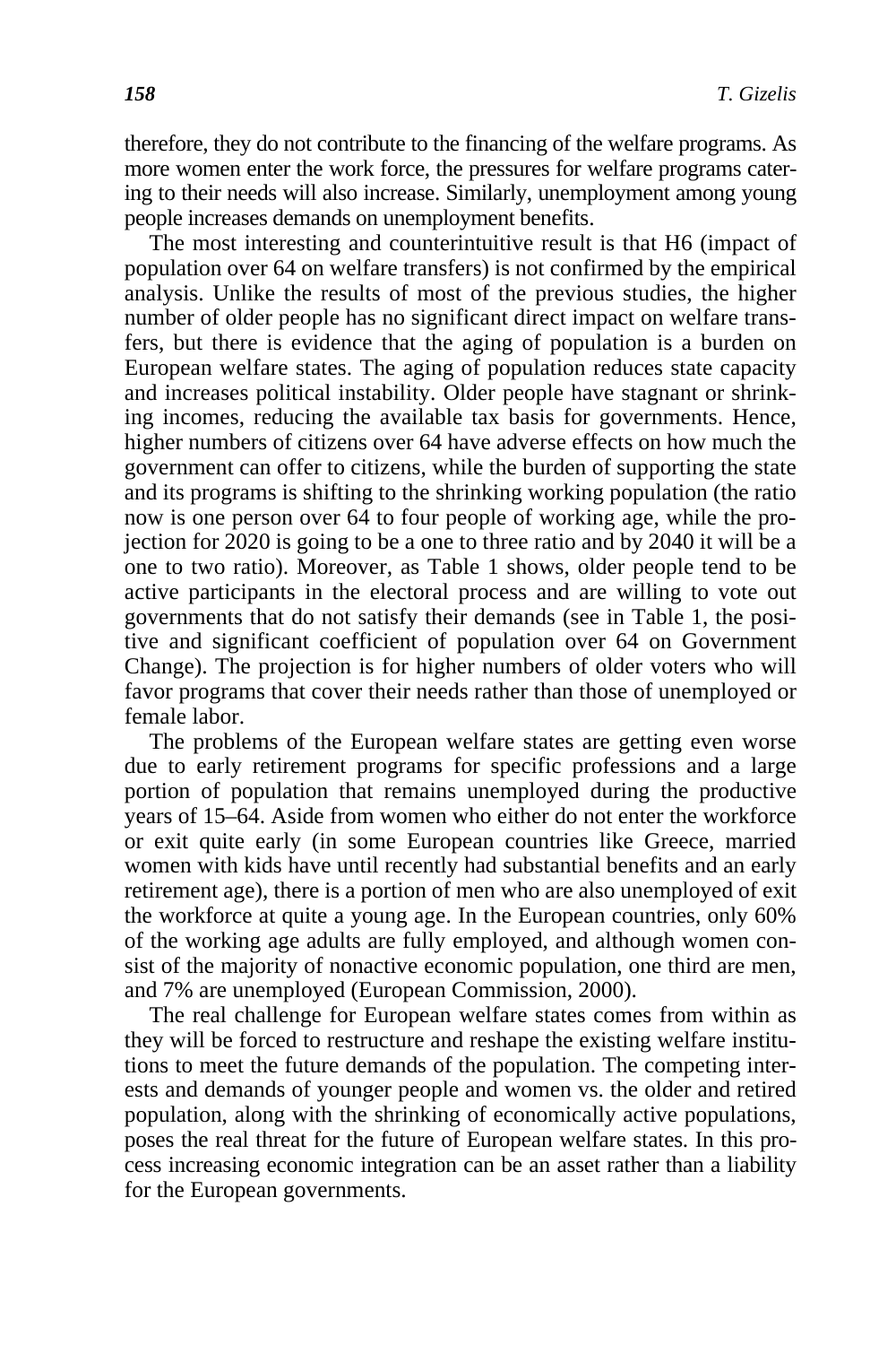therefore, they do not contribute to the financing of the welfare programs. As more women enter the work force, the pressures for welfare programs catering to their needs will also increase. Similarly, unemployment among young people increases demands on unemployment benefits.

The most interesting and counterintuitive result is that H6 (impact of population over 64 on welfare transfers) is not confirmed by the empirical analysis. Unlike the results of most of the previous studies, the higher number of older people has no significant direct impact on welfare transfers, but there is evidence that the aging of population is a burden on European welfare states. The aging of population reduces state capacity and increases political instability. Older people have stagnant or shrinking incomes, reducing the available tax basis for governments. Hence, higher numbers of citizens over 64 have adverse effects on how much the government can offer to citizens, while the burden of supporting the state and its programs is shifting to the shrinking working population (the ratio now is one person over 64 to four people of working age, while the projection for 2020 is going to be a one to three ratio and by 2040 it will be a one to two ratio). Moreover, as Table 1 shows, older people tend to be active participants in the electoral process and are willing to vote out governments that do not satisfy their demands (see in Table 1, the positive and significant coefficient of population over 64 on Government Change). The projection is for higher numbers of older voters who will favor programs that cover their needs rather than those of unemployed or female labor.

The problems of the European welfare states are getting even worse due to early retirement programs for specific professions and a large portion of population that remains unemployed during the productive years of 15–64. Aside from women who either do not enter the workforce or exit quite early (in some European countries like Greece, married women with kids have until recently had substantial benefits and an early retirement age), there is a portion of men who are also unemployed of exit the workforce at quite a young age. In the European countries, only 60% of the working age adults are fully employed, and although women consist of the majority of nonactive economic population, one third are men, and 7% are unemployed (European Commission, 2000).

The real challenge for European welfare states comes from within as they will be forced to restructure and reshape the existing welfare institutions to meet the future demands of the population. The competing interests and demands of younger people and women vs. the older and retired population, along with the shrinking of economically active populations, poses the real threat for the future of European welfare states. In this process increasing economic integration can be an asset rather than a liability for the European governments.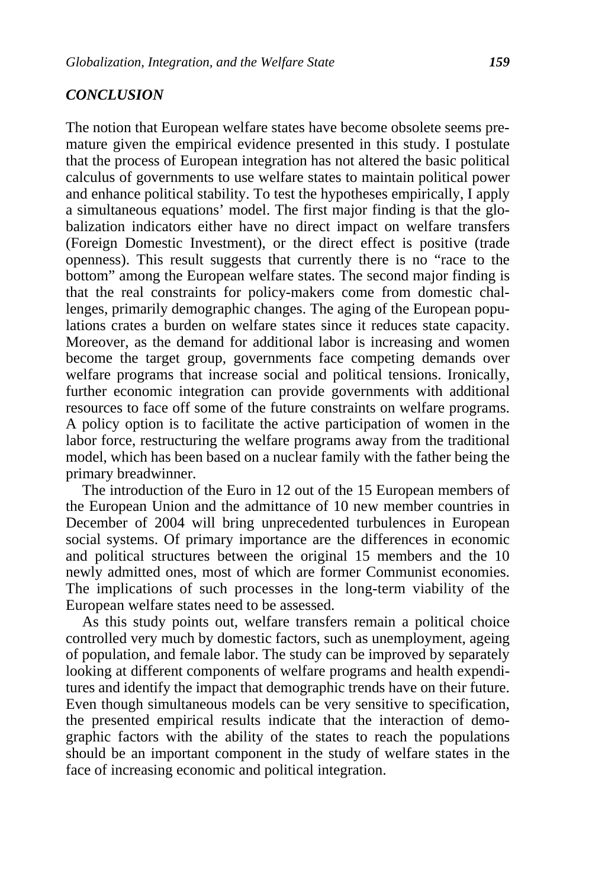## *CONCLUSION*

The notion that European welfare states have become obsolete seems premature given the empirical evidence presented in this study. I postulate that the process of European integration has not altered the basic political calculus of governments to use welfare states to maintain political power and enhance political stability. To test the hypotheses empirically, I apply a simultaneous equations' model. The first major finding is that the globalization indicators either have no direct impact on welfare transfers (Foreign Domestic Investment), or the direct effect is positive (trade openness). This result suggests that currently there is no "race to the bottom" among the European welfare states. The second major finding is that the real constraints for policy-makers come from domestic challenges, primarily demographic changes. The aging of the European populations crates a burden on welfare states since it reduces state capacity. Moreover, as the demand for additional labor is increasing and women become the target group, governments face competing demands over welfare programs that increase social and political tensions. Ironically, further economic integration can provide governments with additional resources to face off some of the future constraints on welfare programs. A policy option is to facilitate the active participation of women in the labor force, restructuring the welfare programs away from the traditional model, which has been based on a nuclear family with the father being the primary breadwinner.

The introduction of the Euro in 12 out of the 15 European members of the European Union and the admittance of 10 new member countries in December of 2004 will bring unprecedented turbulences in European social systems. Of primary importance are the differences in economic and political structures between the original 15 members and the 10 newly admitted ones, most of which are former Communist economies. The implications of such processes in the long-term viability of the European welfare states need to be assessed.

As this study points out, welfare transfers remain a political choice controlled very much by domestic factors, such as unemployment, ageing of population, and female labor. The study can be improved by separately looking at different components of welfare programs and health expenditures and identify the impact that demographic trends have on their future. Even though simultaneous models can be very sensitive to specification, the presented empirical results indicate that the interaction of demographic factors with the ability of the states to reach the populations should be an important component in the study of welfare states in the face of increasing economic and political integration.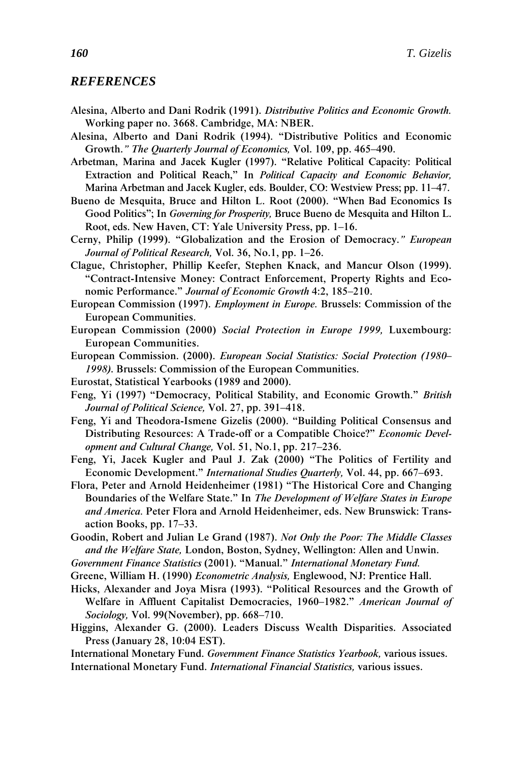## *REFERENCES*

Alesina, Alberto and Dani Rodrik (1991). *Distributive Politics and Economic Growth.* Working paper no. 3668. Cambridge, MA: NBER.

Alesina, Alberto and Dani Rodrik (1994). "Distributive Politics and Economic Growth.*" The Quarterly Journal of Economics,* Vol. 109, pp. 465–490.

Arbetman, Marina and Jacek Kugler (1997). "Relative Political Capacity: Political Extraction and Political Reach," In *Political Capacity and Economic Behavior,* Marina Arbetman and Jacek Kugler, eds. Boulder, CO: Westview Press; pp. 11–47.

Bueno de Mesquita, Bruce and Hilton L. Root (2000). "When Bad Economics Is Good Politics"; In *Governing for Prosperity,* Bruce Bueno de Mesquita and Hilton L. Root, eds. New Haven, CT: Yale University Press, pp. 1–16.

Cerny, Philip (1999). "Globalization and the Erosion of Democracy.*" European Journal of Political Research,* Vol. 36, No.1, pp. 1–26.

Clague, Christopher, Phillip Keefer, Stephen Knack, and Mancur Olson (1999). "Contract-Intensive Money: Contract Enforcement, Property Rights and Economic Performance." *Journal of Economic Growth* 4:2, 185–210.

European Commission (1997). *Employment in Europe.* Brussels: Commission of the European Communities.

European Commission (2000) *Social Protection in Europe 1999,* Luxembourg: European Communities.

European Commission. (2000). *European Social Statistics: Social Protection (1980–1998).* Brussels: Commission of the European Communities.

Eurostat, Statistical Yearbooks (1989 and 2000).

Feng, Yi (1997) "Democracy, Political Stability, and Economic Growth." *British Journal of Political Science,* Vol. 27, pp. 391–418.

Feng, Yi and Theodora-Ismene Gizelis (2000). "Building Political Consensus and Distributing Resources: A Trade-off or a Compatible Choice?" *Economic Development and Cultural Change,* Vol. 51, No.1, pp. 217–236.

Feng, Yi, Jacek Kugler and Paul J. Zak (2000) "The Politics of Fertility and Economic Development." *International Studies Quarterly,* Vol. 44, pp. 667–693.

Flora, Peter and Arnold Heidenheimer (1981) "The Historical Core and Changing Boundaries of the Welfare State." In *The Development of Welfare States in Europe and America.* Peter Flora and Arnold Heidenheimer, eds. New Brunswick: Transaction Books, pp. 17–33.

Goodin, Robert and Julian Le Grand (1987). *Not Only the Poor: The Middle Classes and the Welfare State,* London, Boston, Sydney, Wellington: Allen and Unwin.

*Government Finance Statistics* (2001). "Manual." *International Monetary Fund.*

Greene, William H. (1990) *Econometric Analysis,* Englewood, NJ: Prentice Hall.

Hicks, Alexander and Joya Misra (1993). "Political Resources and the Growth of Welfare in Affluent Capitalist Democracies, 1960–1982." *American Journal of Sociology,* Vol. 99(November), pp. 668–710.

Higgins, Alexander G. (2000). Leaders Discuss Wealth Disparities. Associated Press (January 28, 10:04 EST).

International Monetary Fund. *Government Finance Statistics Yearbook,* various issues.

International Monetary Fund. *International Financial Statistics,* various issues.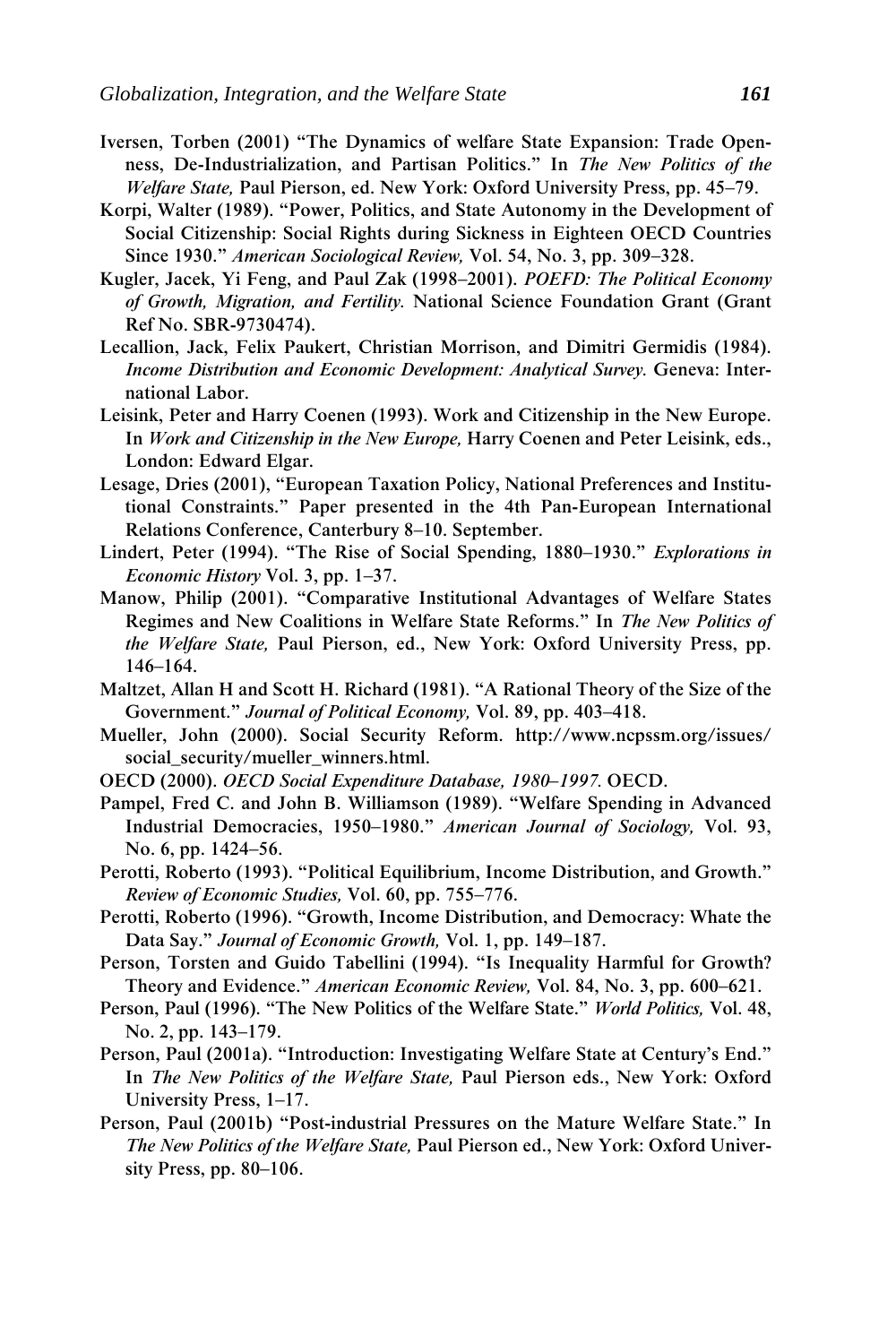Iversen, Torben (2001) "The Dynamics of welfare State Expansion: Trade Openness, De-Industrialization, and Partisan Politics." In *The New Politics of the Welfare State,* Paul Pierson, ed. New York: Oxford University Press, pp. 45–79.

Korpi, Walter (1989). "Power, Politics, and State Autonomy in the Development of Social Citizenship: Social Rights during Sickness in Eighteen OECD Countries Since 1930." *American Sociological Review,* Vol. 54, No. 3, pp. 309–328.

Kugler, Jacek, Yi Feng, and Paul Zak (1998–2001). *POEFD: The Political Economy of Growth, Migration, and Fertility.* National Science Foundation Grant (Grant Ref No. SBR-9730474).

Lecallion, Jack, Felix Paukert, Christian Morrison, and Dimitri Germidis (1984). *Income Distribution and Economic Development: Analytical Survey.* Geneva: International Labor.

Leisink, Peter and Harry Coenen (1993). Work and Citizenship in the New Europe. In *Work and Citizenship in the New Europe,* Harry Coenen and Peter Leisink, eds., London: Edward Elgar.

Lesage, Dries (2001), "European Taxation Policy, National Preferences and Institutional Constraints." Paper presented in the 4th Pan-European International Relations Conference, Canterbury 8–10. September.

Lindert, Peter (1994). "The Rise of Social Spending, 1880–1930." *Explorations in Economic History* Vol. 3, pp. 1–37.

Manow, Philip (2001). "Comparative Institutional Advantages of Welfare States Regimes and New Coalitions in Welfare State Reforms." In *The New Politics of the Welfare State,* Paul Pierson, ed., New York: Oxford University Press, pp. 146–164.

Maltzet, Allan H and Scott H. Richard (1981). "A Rational Theory of the Size of the Government." *Journal of Political Economy,* Vol. 89, pp. 403–418.

Mueller, John (2000). Social Security Reform. http://www.ncpssm.org/issues/social_security/mueller_winners.html.

OECD (2000). *OECD Social Expenditure Database, 1980–1997.* OECD.

Pampel, Fred C. and John B. Williamson (1989). "Welfare Spending in Advanced Industrial Democracies, 1950–1980." *American Journal of Sociology,* Vol. 93, No. 6, pp. 1424–56.

Perotti, Roberto (1993). "Political Equilibrium, Income Distribution, and Growth." *Review of Economic Studies,* Vol. 60, pp. 755–776.

Perotti, Roberto (1996). "Growth, Income Distribution, and Democracy: Whate the Data Say." *Journal of Economic Growth,* Vol. 1, pp. 149–187.

Person, Torsten and Guido Tabellini (1994). "Is Inequality Harmful for Growth? Theory and Evidence." *American Economic Review,* Vol. 84, No. 3, pp. 600–621.

Person, Paul (1996). "The New Politics of the Welfare State." *World Politics,* Vol. 48, No. 2, pp. 143–179.

Person, Paul (2001a). "Introduction: Investigating Welfare State at Century's End." In *The New Politics of the Welfare State,* Paul Pierson eds., New York: Oxford University Press, 1–17.

Person, Paul (2001b) "Post-industrial Pressures on the Mature Welfare State." In *The New Politics of the Welfare State,* Paul Pierson ed., New York: Oxford University Press, pp. 80–106.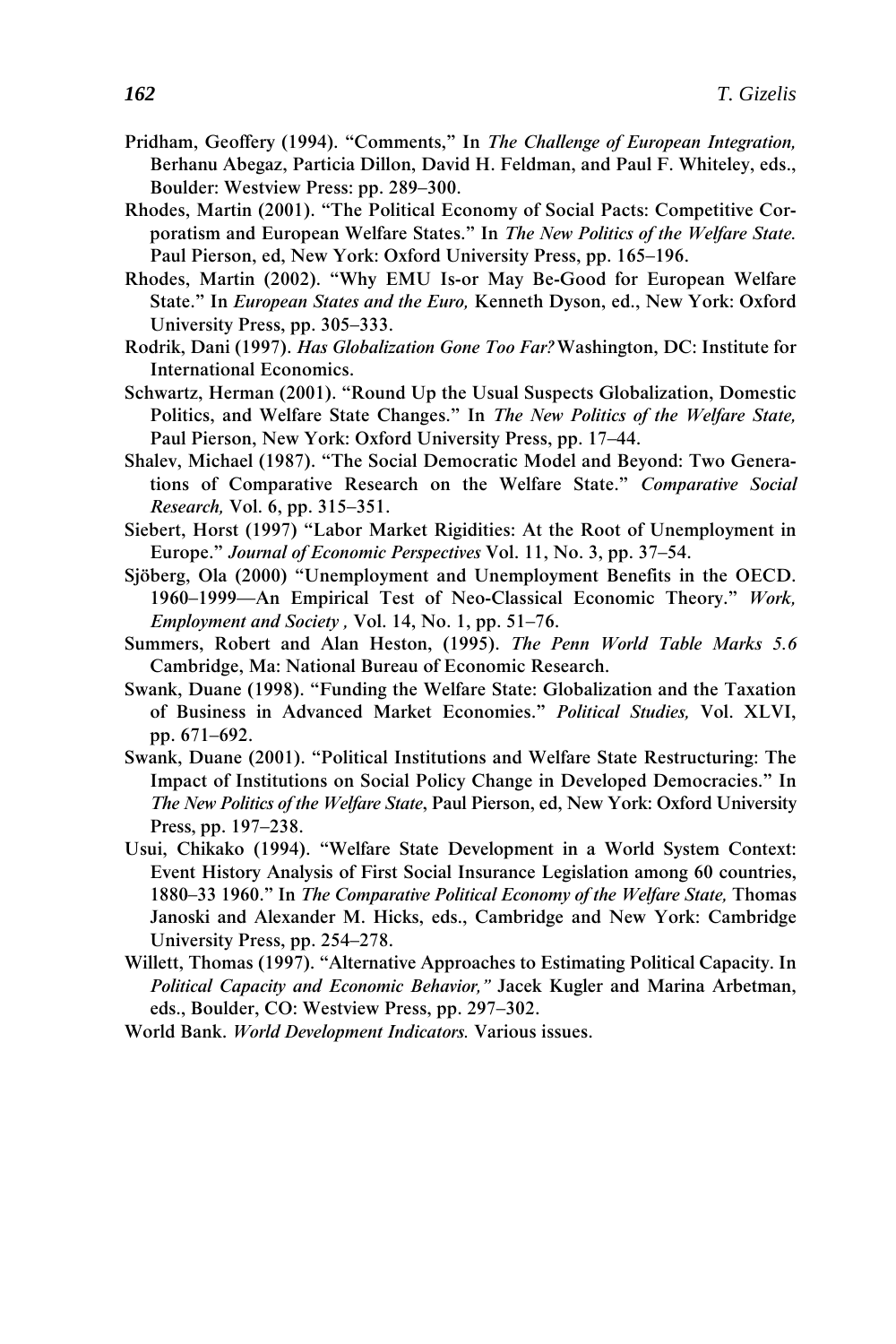Pridham, Geoffery (1994). "Comments," In *The Challenge of European Integration,* Berhanu Abegaz, Particia Dillon, David H. Feldman, and Paul F. Whiteley, eds., Boulder: Westview Press: pp. 289–300.

Rhodes, Martin (2001). "The Political Economy of Social Pacts: Competitive Corporatism and European Welfare States." In *The New Politics of the Welfare State.* Paul Pierson, ed, New York: Oxford University Press, pp. 165–196.

Rhodes, Martin (2002). "Why EMU Is-or May Be-Good for European Welfare State." In *European States and the Euro,* Kenneth Dyson, ed., New York: Oxford University Press, pp. 305–333.

Rodrik, Dani (1997). *Has Globalization Gone Too Far?* Washington, DC: Institute for International Economics.

Schwartz, Herman (2001). "Round Up the Usual Suspects Globalization, Domestic Politics, and Welfare State Changes." In *The New Politics of the Welfare State,* Paul Pierson, New York: Oxford University Press, pp. 17–44.

Shalev, Michael (1987). "The Social Democratic Model and Beyond: Two Generations of Comparative Research on the Welfare State." *Comparative Social Research,* Vol. 6, pp. 315–351.

Siebert, Horst (1997) "Labor Market Rigidities: At the Root of Unemployment in Europe." *Journal of Economic Perspectives* Vol. 11, No. 3, pp. 37–54.

Sjöberg, Ola (2000) "Unemployment and Unemployment Benefits in the OECD. 1960–1999—An Empirical Test of Neo-Classical Economic Theory." *Work, Employment and Society ,* Vol. 14, No. 1, pp. 51–76.

Summers, Robert and Alan Heston, (1995). *The Penn World Table Marks 5.6* Cambridge, Ma: National Bureau of Economic Research.

Swank, Duane (1998). "Funding the Welfare State: Globalization and the Taxation of Business in Advanced Market Economies." *Political Studies,* Vol. XLVI, pp. 671–692.

Swank, Duane (2001). "Political Institutions and Welfare State Restructuring: The Impact of Institutions on Social Policy Change in Developed Democracies." In *The New Politics of the Welfare State*, Paul Pierson, ed, New York: Oxford University Press, pp. 197–238.

Usui, Chikako (1994). "Welfare State Development in a World System Context: Event History Analysis of First Social Insurance Legislation among 60 countries, 1880–33 1960." In *The Comparative Political Economy of the Welfare State,* Thomas Janoski and Alexander M. Hicks, eds., Cambridge and New York: Cambridge University Press, pp. 254–278.

Willett, Thomas (1997). "Alternative Approaches to Estimating Political Capacity. In *Political Capacity and Economic Behavior,"* Jacek Kugler and Marina Arbetman, eds., Boulder, CO: Westview Press, pp. 297–302.

World Bank. *World Development Indicators.* Various issues.